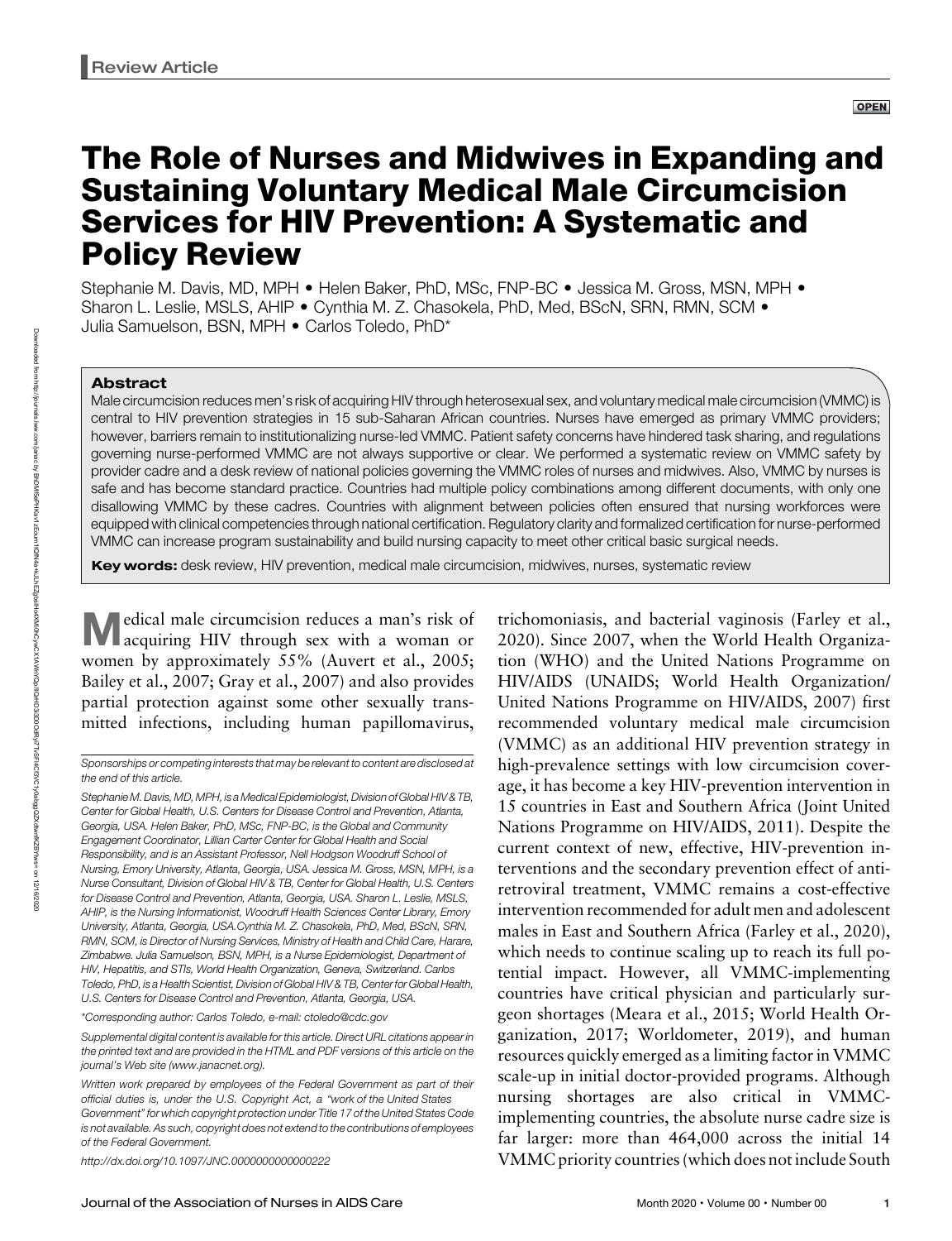Review Article

OPEN

# The Role of Nurses and Midwives in Expanding and Sustaining Voluntary Medical Male Circumcision Services for HIV Prevention: A Systematic and Policy Review

Stephanie M. Davis, MD, MPH • Helen Baker, PhD, MSc, FNP-BC • Jessica M. Gross, MSN, MPH • Sharon L. Leslie, MSLS, AHIP • Cynthia M. Z. Chasokela, PhD, Med, BScN, SRN, RMN, SCM • Julia Samuelson, BSN, MPH • Carlos Toledo, PhD*

## Abstract

Male circumcision reduces men's risk of acquiring HIV through heterosexual sex, and voluntary medical male circumcision (VMMC) is central to HIV prevention strategies in 15 sub-Saharan African countries. Nurses have emerged as primary VMMC providers; however, barriers remain to institutionalizing nurse-led VMMC. Patient safety concerns have hindered task sharing, and regulations governing nurse-performed VMMC are not always supportive or clear. We performed a systematic review on VMMC safety by provider cadre and a desk review of national policies governing the VMMC roles of nurses and midwives. Also, VMMC by nurses is safe and has become standard practice. Countries had multiple policy combinations among different documents, with only one disallowing VMMC by these cadres. Countries with alignment between policies often ensured that nursing workforces were equipped with clinical competencies through national certification. Regulatory clarity and formalized certification for nurse-performed VMMC can increase program sustainability and build nursing capacity to meet other critical basic surgical needs.

**Key words:** desk review, HIV prevention, medical male circumcision, midwives, nurses, systematic review

Medical male circumcision reduces a man's risk of acquiring HIV through sex with a woman or women by approximately 55% (Auvert et al., 2005; Bailey et al., 2007; Gray et al., 2007) and also provides partial protection against some other sexually transmitted infections, including human papillomavirus, trichomoniasis, and bacterial vaginosis (Farley et al., 2020). Since 2007, when the World Health Organization (WHO) and the United Nations Programme on HIV/AIDS (UNAIDS; World Health Organization/United Nations Programme on HIV/AIDS, 2007) first recommended voluntary medical male circumcision (VMMC) as an additional HIV prevention strategy in high-prevalence settings with low circumcision coverage, it has become a key HIV-prevention intervention in 15 countries in East and Southern Africa (Joint United Nations Programme on HIV/AIDS, 2011). Despite the current context of new, effective, HIV-prevention interventions and the secondary prevention effect of antiretroviral treatment, VMMC remains a cost-effective intervention recommended for adult men and adolescent males in East and Southern Africa (Farley et al., 2020), which needs to continue scaling up to reach its full potential impact. However, all VMMC-implementing countries have critical physician and particularly surgeon shortages (Meara et al., 2015; World Health Organization, 2017; Worldometer, 2019), and human resources quickly emerged as a limiting factor in VMMC scale-up in initial doctor-provided programs. Although nursing shortages are also critical in VMMC-implementing countries, the absolute nurse cadre size is far larger: more than 464,000 across the initial 14 VMMC priority countries (which does not include South

*Sponsorships or competing interests that may be relevant to content are disclosed at the end of this article.*

*Stephanie M. Davis, MD, MPH, is a Medical Epidemiologist, Division of Global HIV & TB, Center for Global Health, U.S. Centers for Disease Control and Prevention, Atlanta, Georgia, USA. Helen Baker, PhD, MSc, FNP-BC, is the Global and Community Engagement Coordinator, Lillian Carter Center for Global Health and Social Responsibility, and is an Assistant Professor, Nell Hodgson Woodruff School of Nursing, Emory University, Atlanta, Georgia, USA. Jessica M. Gross, MSN, MPH, is a Nurse Consultant, Division of Global HIV & TB, Center for Global Health, U.S. Centers for Disease Control and Prevention, Atlanta, Georgia, USA. Sharon L. Leslie, MSLS, AHIP, is the Nursing Informationist, Woodruff Health Sciences Center Library, Emory University, Atlanta, Georgia, USA. Cynthia M. Z. Chasokela, PhD, Med, BScN, SRN, RMN, SCM, is Director of Nursing Services, Ministry of Health and Child Care, Harare, Zimbabwe. Julia Samuelson, BSN, MPH, is a Nurse Epidemiologist, Department of HIV, Hepatitis, and STIs, World Health Organization, Geneva, Switzerland. Carlos Toledo, PhD, is a Health Scientist, Division of Global HIV & TB, Center for Global Health, U.S. Centers for Disease Control and Prevention, Atlanta, Georgia, USA.*

*\*Corresponding author: Carlos Toledo, e-mail: ctoledo@cdc.gov*

*Supplemental digital content is available for this article. Direct URL citations appear in the printed text and are provided in the HTML and PDF versions of this article on the journal's Web site (www.janacnet.org).*

*Written work prepared by employees of the Federal Government as part of their official duties is, under the U.S. Copyright Act, a "work of the United States Government" for which copyright protection under Title 17 of the United States Code is not available. As such, copyright does not extend to the contributions of employees of the Federal Government.*

http://dx.doi.org/10.1097/JNC.0000000000000222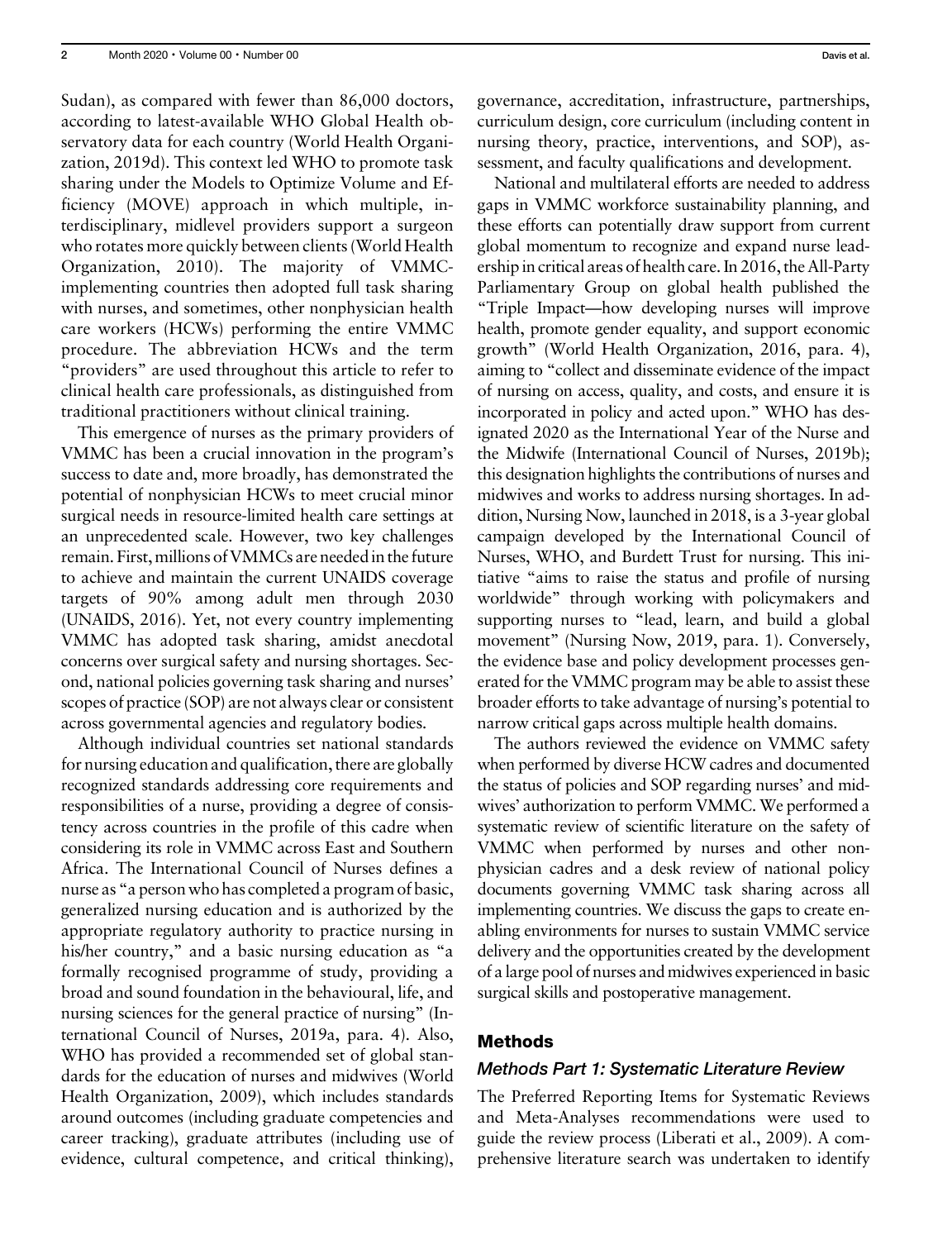Sudan), as compared with fewer than 86,000 doctors, according to latest-available WHO Global Health observatory data for each country (World Health Organization, 2019d). This context led WHO to promote task sharing under the Models to Optimize Volume and Efficiency (MOVE) approach in which multiple, interdisciplinary, midlevel providers support a surgeon who rotates more quickly between clients (World Health Organization, 2010). The majority of VMMC-implementing countries then adopted full task sharing with nurses, and sometimes, other nonphysician health care workers (HCWs) performing the entire VMMC procedure. The abbreviation HCWs and the term "providers" are used throughout this article to refer to clinical health care professionals, as distinguished from traditional practitioners without clinical training.

This emergence of nurses as the primary providers of VMMC has been a crucial innovation in the program's success to date and, more broadly, has demonstrated the potential of nonphysician HCWs to meet crucial minor surgical needs in resource-limited health care settings at an unprecedented scale. However, two key challenges remain. First, millions of VMMCs are needed in the future to achieve and maintain the current UNAIDS coverage targets of 90% among adult men through 2030 (UNAIDS, 2016). Yet, not every country implementing VMMC has adopted task sharing, amidst anecdotal concerns over surgical safety and nursing shortages. Second, national policies governing task sharing and nurses' scopes of practice (SOP) are not always clear or consistent across governmental agencies and regulatory bodies.

Although individual countries set national standards for nursing education and qualification, there are globally recognized standards addressing core requirements and responsibilities of a nurse, providing a degree of consistency across countries in the profile of this cadre when considering its role in VMMC across East and Southern Africa. The International Council of Nurses defines a nurse as "a person who has completed a program of basic, generalized nursing education and is authorized by the appropriate regulatory authority to practice nursing in his/her country," and a basic nursing education as "a formally recognised programme of study, providing a broad and sound foundation in the behavioural, life, and nursing sciences for the general practice of nursing" (International Council of Nurses, 2019a, para. 4). Also, WHO has provided a recommended set of global standards for the education of nurses and midwives (World Health Organization, 2009), which includes standards around outcomes (including graduate competencies and career tracking), graduate attributes (including use of evidence, cultural competence, and critical thinking), governance, accreditation, infrastructure, partnerships, curriculum design, core curriculum (including content in nursing theory, practice, interventions, and SOP), assessment, and faculty qualifications and development.

National and multilateral efforts are needed to address gaps in VMMC workforce sustainability planning, and these efforts can potentially draw support from current global momentum to recognize and expand nurse leadership in critical areas of health care. In 2016, the All-Party Parliamentary Group on global health published the "Triple Impact—how developing nurses will improve health, promote gender equality, and support economic growth" (World Health Organization, 2016, para. 4), aiming to "collect and disseminate evidence of the impact of nursing on access, quality, and costs, and ensure it is incorporated in policy and acted upon." WHO has designated 2020 as the International Year of the Nurse and the Midwife (International Council of Nurses, 2019b); this designation highlights the contributions of nurses and midwives and works to address nursing shortages. In addition, Nursing Now, launched in 2018, is a 3-year global campaign developed by the International Council of Nurses, WHO, and Burdett Trust for nursing. This initiative "aims to raise the status and profile of nursing worldwide" through working with policymakers and supporting nurses to "lead, learn, and build a global movement" (Nursing Now, 2019, para. 1). Conversely, the evidence base and policy development processes generated for the VMMC program may be able to assist these broader efforts to take advantage of nursing's potential to narrow critical gaps across multiple health domains.

The authors reviewed the evidence on VMMC safety when performed by diverse HCW cadres and documented the status of policies and SOP regarding nurses' and midwives' authorization to perform VMMC. We performed a systematic review of scientific literature on the safety of VMMC when performed by nurses and other nonphysician cadres and a desk review of national policy documents governing VMMC task sharing across all implementing countries. We discuss the gaps to create enabling environments for nurses to sustain VMMC service delivery and the opportunities created by the development of a large pool of nurses and midwives experienced in basic surgical skills and postoperative management.

## Methods

### Methods Part 1: Systematic Literature Review

The Preferred Reporting Items for Systematic Reviews and Meta-Analyses recommendations were used to guide the review process (Liberati et al., 2009). A comprehensive literature search was undertaken to identify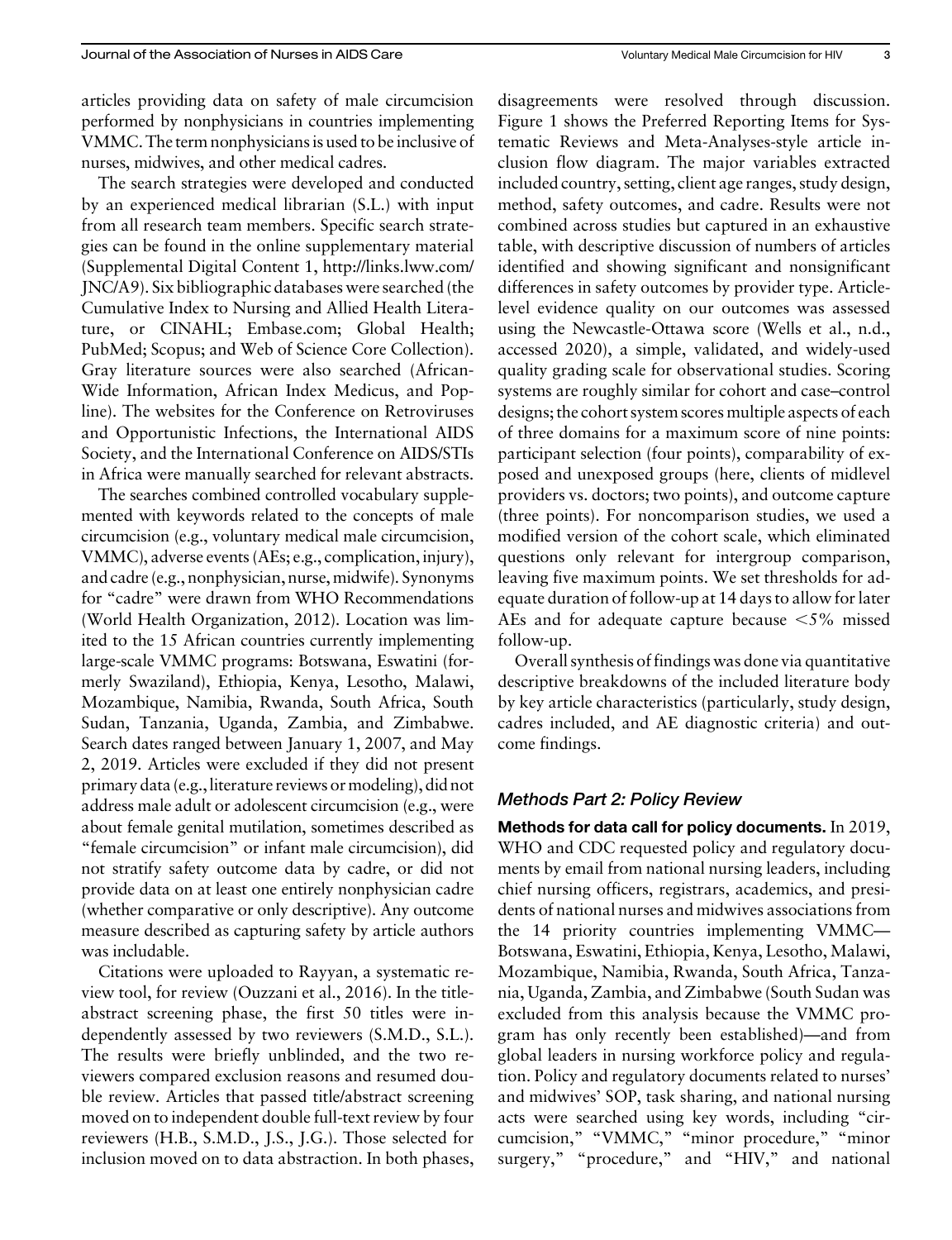articles providing data on safety of male circumcision performed by nonphysicians in countries implementing VMMC. The term nonphysicians is used to be inclusive of nurses, midwives, and other medical cadres.

The search strategies were developed and conducted by an experienced medical librarian (S.L.) with input from all research team members. Specific search strategies can be found in the online supplementary material (Supplemental Digital Content 1, http://links.lww.com/JNC/A9). Six bibliographic databases were searched (the Cumulative Index to Nursing and Allied Health Literature, or CINAHL; Embase.com; Global Health; PubMed; Scopus; and Web of Science Core Collection). Gray literature sources were also searched (African-Wide Information, African Index Medicus, and Popline). The websites for the Conference on Retroviruses and Opportunistic Infections, the International AIDS Society, and the International Conference on AIDS/STIs in Africa were manually searched for relevant abstracts.

The searches combined controlled vocabulary supplemented with keywords related to the concepts of male circumcision (e.g., voluntary medical male circumcision, VMMC), adverse events (AEs; e.g., complication, injury), and cadre (e.g., nonphysician, nurse, midwife). Synonyms for "cadre" were drawn from WHO Recommendations (World Health Organization, 2012). Location was limited to the 15 African countries currently implementing large-scale VMMC programs: Botswana, Eswatini (formerly Swaziland), Ethiopia, Kenya, Lesotho, Malawi, Mozambique, Namibia, Rwanda, South Africa, South Sudan, Tanzania, Uganda, Zambia, and Zimbabwe. Search dates ranged between January 1, 2007, and May 2, 2019. Articles were excluded if they did not present primary data (e.g., literature reviews or modeling), did not address male adult or adolescent circumcision (e.g., were about female genital mutilation, sometimes described as "female circumcision" or infant male circumcision), did not stratify safety outcome data by cadre, or did not provide data on at least one entirely nonphysician cadre (whether comparative or only descriptive). Any outcome measure described as capturing safety by article authors was includable.

Citations were uploaded to Rayyan, a systematic review tool, for review (Ouzzani et al., 2016). In the title-abstract screening phase, the first 50 titles were independently assessed by two reviewers (S.M.D., S.L.). The results were briefly unblinded, and the two reviewers compared exclusion reasons and resumed double review. Articles that passed title/abstract screening moved on to independent double full-text review by four reviewers (H.B., S.M.D., J.S., J.G.). Those selected for inclusion moved on to data abstraction. In both phases, disagreements were resolved through discussion. Figure 1 shows the Preferred Reporting Items for Systematic Reviews and Meta-Analyses-style article inclusion flow diagram. The major variables extracted included country, setting, client age ranges, study design, method, safety outcomes, and cadre. Results were not combined across studies but captured in an exhaustive table, with descriptive discussion of numbers of articles identified and showing significant and nonsignificant differences in safety outcomes by provider type. Article-level evidence quality on our outcomes was assessed using the Newcastle-Ottawa score (Wells et al., n.d., accessed 2020), a simple, validated, and widely-used quality grading scale for observational studies. Scoring systems are roughly similar for cohort and case–control designs; the cohort system scores multiple aspects of each of three domains for a maximum score of nine points: participant selection (four points), comparability of exposed and unexposed groups (here, clients of midlevel providers vs. doctors; two points), and outcome capture (three points). For noncomparison studies, we used a modified version of the cohort scale, which eliminated questions only relevant for intergroup comparison, leaving five maximum points. We set thresholds for adequate duration of follow-up at 14 days to allow for later AEs and for adequate capture because <5% missed follow-up.

Overall synthesis of findings was done via quantitative descriptive breakdowns of the included literature body by key article characteristics (particularly, study design, cadres included, and AE diagnostic criteria) and outcome findings.

## *Methods Part 2: Policy Review*

**Methods for data call for policy documents.** In 2019, WHO and CDC requested policy and regulatory documents by email from national nursing leaders, including chief nursing officers, registrars, academics, and presidents of national nurses and midwives associations from the 14 priority countries implementing VMMC—Botswana, Eswatini, Ethiopia, Kenya, Lesotho, Malawi, Mozambique, Namibia, Rwanda, South Africa, Tanzania, Uganda, Zambia, and Zimbabwe (South Sudan was excluded from this analysis because the VMMC program has only recently been established)—and from global leaders in nursing workforce policy and regulation. Policy and regulatory documents related to nurses' and midwives' SOP, task sharing, and national nursing acts were searched using key words, including "circumcision," "VMMC," "minor procedure," "minor surgery," "procedure," and "HIV," and national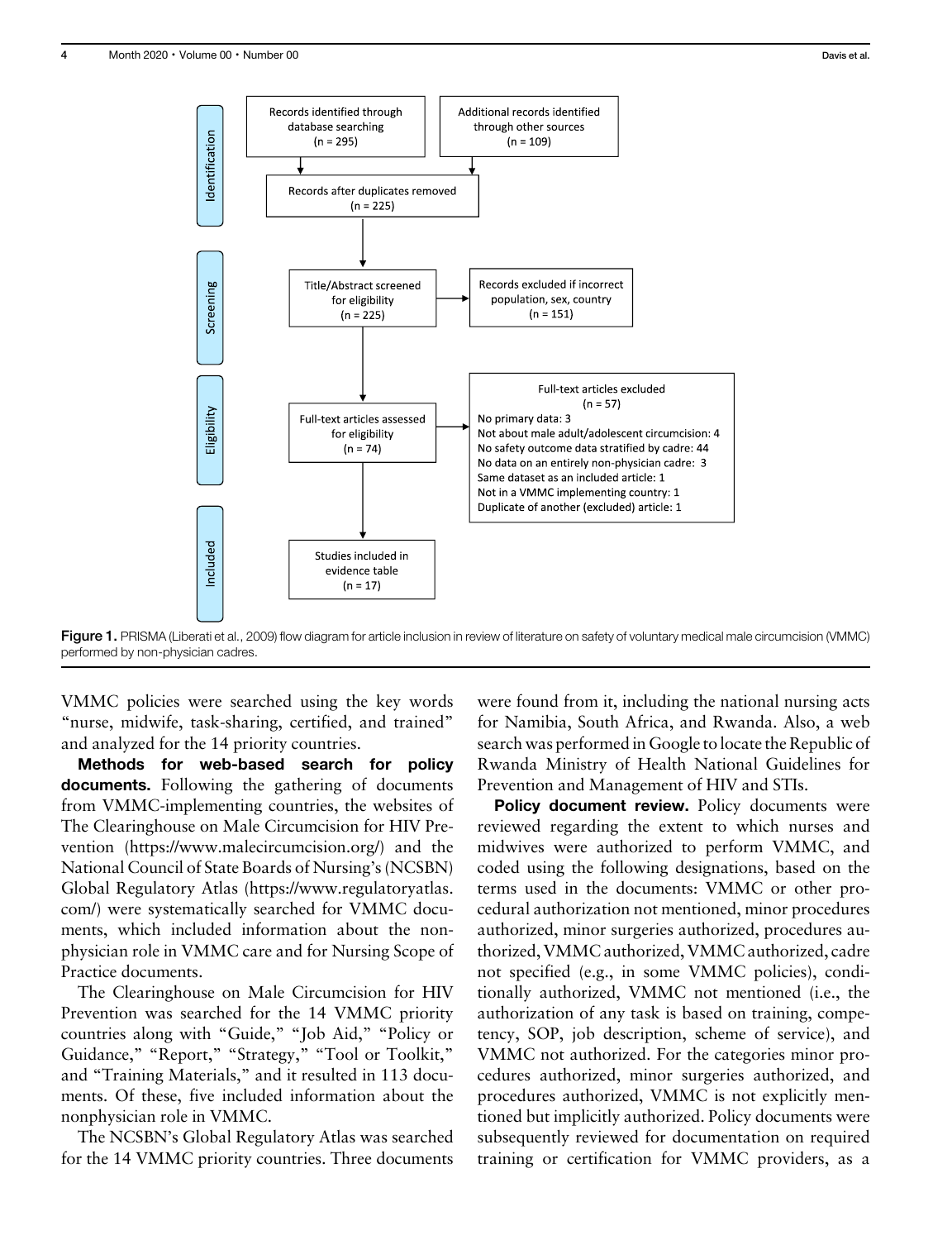Identification

Records identified through database searching (n = 295)

Additional records identified through other sources (n = 109)

Records after duplicates removed (n = 225)

Screening

Title/Abstract screened for eligibility (n = 225)

Records excluded if incorrect population, sex, country (n = 151)

Eligibility

Full-text articles assessed for eligibility (n = 74)

Full-text articles excluded (n = 57)
No primary data: 3
Not about male adult/adolescent circumcision: 4
No safety outcome data stratified by cadre: 44
No data on an entirely non-physician cadre: 3
Same dataset as an included article: 1
Not in a VMMC implementing country: 1
Duplicate of another (excluded) article: 1

Included

Studies included in evidence table (n = 17)

**Figure 1.** PRISMA (Liberati et al., 2009) flow diagram for article inclusion in review of literature on safety of voluntary medical male circumcision (VMMC) performed by non-physician cadres.

VMMC policies were searched using the key words "nurse, midwife, task-sharing, certified, and trained" and analyzed for the 14 priority countries.

**Methods for web-based search for policy documents.** Following the gathering of documents from VMMC-implementing countries, the websites of The Clearinghouse on Male Circumcision for HIV Prevention (https://www.malecircumcision.org/) and the National Council of State Boards of Nursing's (NCSBN) Global Regulatory Atlas (https://www.regulatoryatlas.com/) were systematically searched for VMMC documents, which included information about the nonphysician role in VMMC care and for Nursing Scope of Practice documents.

The Clearinghouse on Male Circumcision for HIV Prevention was searched for the 14 VMMC priority countries along with "Guide," "Job Aid," "Policy or Guidance," "Report," "Strategy," "Tool or Toolkit," and "Training Materials," and it resulted in 113 documents. Of these, five included information about the nonphysician role in VMMC.

The NCSBN's Global Regulatory Atlas was searched for the 14 VMMC priority countries. Three documents were found from it, including the national nursing acts for Namibia, South Africa, and Rwanda. Also, a web search was performed in Google to locate the Republic of Rwanda Ministry of Health National Guidelines for Prevention and Management of HIV and STIs.

**Policy document review.** Policy documents were reviewed regarding the extent to which nurses and midwives were authorized to perform VMMC, and coded using the following designations, based on the terms used in the documents: VMMC or other procedural authorization not mentioned, minor procedures authorized, minor surgeries authorized, procedures authorized, VMMC authorized, VMMC authorized, cadre not specified (e.g., in some VMMC policies), conditionally authorized, VMMC not mentioned (i.e., the authorization of any task is based on training, competency, SOP, job description, scheme of service), and VMMC not authorized. For the categories minor procedures authorized, minor surgeries authorized, and procedures authorized, VMMC is not explicitly mentioned but implicitly authorized. Policy documents were subsequently reviewed for documentation on required training or certification for VMMC providers, as a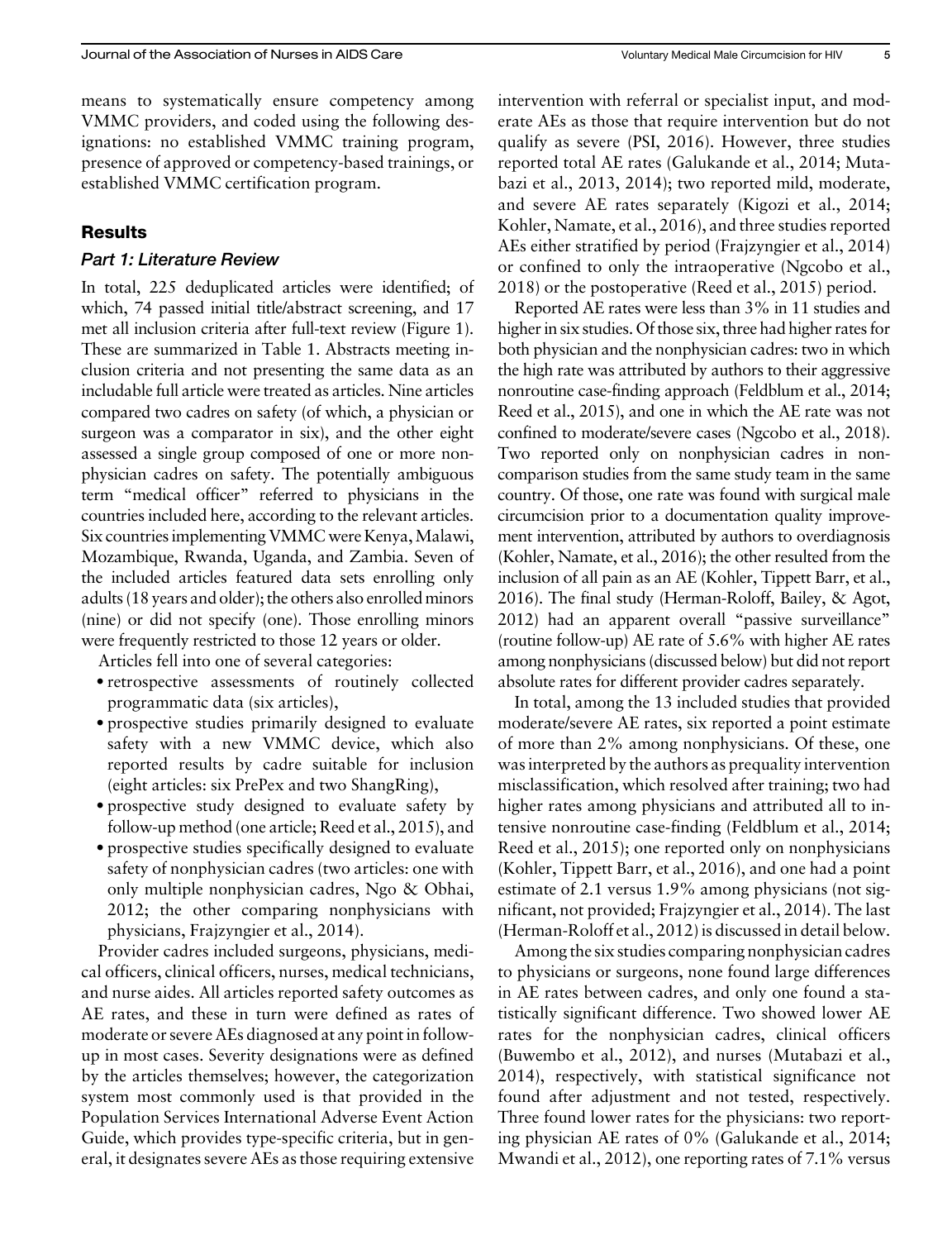means to systematically ensure competency among VMMC providers, and coded using the following designations: no established VMMC training program, presence of approved or competency-based trainings, or established VMMC certification program.

## Results

### *Part 1: Literature Review*

In total, 225 deduplicated articles were identified; of which, 74 passed initial title/abstract screening, and 17 met all inclusion criteria after full-text review (Figure 1). These are summarized in Table 1. Abstracts meeting inclusion criteria and not presenting the same data as an includable full article were treated as articles. Nine articles compared two cadres on safety (of which, a physician or surgeon was a comparator in six), and the other eight assessed a single group composed of one or more nonphysician cadres on safety. The potentially ambiguous term "medical officer" referred to physicians in the countries included here, according to the relevant articles. Six countries implementing VMMC were Kenya, Malawi, Mozambique, Rwanda, Uganda, and Zambia. Seven of the included articles featured data sets enrolling only adults (18 years and older); the others also enrolled minors (nine) or did not specify (one). Those enrolling minors were frequently restricted to those 12 years or older.

Articles fell into one of several categories:

- retrospective assessments of routinely collected programmatic data (six articles),
- prospective studies primarily designed to evaluate safety with a new VMMC device, which also reported results by cadre suitable for inclusion (eight articles: six PrePex and two ShangRing),
- prospective study designed to evaluate safety by follow-up method (one article; Reed et al., 2015), and
- prospective studies specifically designed to evaluate safety of nonphysician cadres (two articles: one with only multiple nonphysician cadres, Ngo & Obhai, 2012; the other comparing nonphysicians with physicians, Frajzyngier et al., 2014).

Provider cadres included surgeons, physicians, medical officers, clinical officers, nurses, medical technicians, and nurse aides. All articles reported safety outcomes as AE rates, and these in turn were defined as rates of moderate or severe AEs diagnosed at any point in follow-up in most cases. Severity designations were as defined by the articles themselves; however, the categorization system most commonly used is that provided in the Population Services International Adverse Event Action Guide, which provides type-specific criteria, but in general, it designates severe AEs as those requiring extensive intervention with referral or specialist input, and moderate AEs as those that require intervention but do not qualify as severe (PSI, 2016). However, three studies reported total AE rates (Galukande et al., 2014; Mutabazi et al., 2013, 2014); two reported mild, moderate, and severe AE rates separately (Kigozi et al., 2014; Kohler, Namate, et al., 2016), and three studies reported AEs either stratified by period (Frajzyngier et al., 2014) or confined to only the intraoperative (Ngcobo et al., 2018) or the postoperative (Reed et al., 2015) period.

Reported AE rates were less than 3% in 11 studies and higher in six studies. Of those six, three had higher rates for both physician and the nonphysician cadres: two in which the high rate was attributed by authors to their aggressive nonroutine case-finding approach (Feldblum et al., 2014; Reed et al., 2015), and one in which the AE rate was not confined to moderate/severe cases (Ngcobo et al., 2018). Two reported only on nonphysician cadres in noncomparison studies from the same study team in the same country. Of those, one rate was found with surgical male circumcision prior to a documentation quality improvement intervention, attributed by authors to overdiagnosis (Kohler, Namate, et al., 2016); the other resulted from the inclusion of all pain as an AE (Kohler, Tippett Barr, et al., 2016). The final study (Herman-Roloff, Bailey, & Agot, 2012) had an apparent overall "passive surveillance" (routine follow-up) AE rate of 5.6% with higher AE rates among nonphysicians (discussed below) but did not report absolute rates for different provider cadres separately.

In total, among the 13 included studies that provided moderate/severe AE rates, six reported a point estimate of more than 2% among nonphysicians. Of these, one was interpreted by the authors as prequality intervention misclassification, which resolved after training; two had higher rates among physicians and attributed all to intensive nonroutine case-finding (Feldblum et al., 2014; Reed et al., 2015); one reported only on nonphysicians (Kohler, Tippett Barr, et al., 2016), and one had a point estimate of 2.1 versus 1.9% among physicians (not significant, not provided; Frajzyngier et al., 2014). The last (Herman-Roloff et al., 2012) is discussed in detail below.

Among the six studies comparing nonphysician cadres to physicians or surgeons, none found large differences in AE rates between cadres, and only one found a statistically significant difference. Two showed lower AE rates for the nonphysician cadres, clinical officers (Buwembo et al., 2012), and nurses (Mutabazi et al., 2014), respectively, with statistical significance not found after adjustment and not tested, respectively. Three found lower rates for the physicians: two reporting physician AE rates of 0% (Galukande et al., 2014; Mwandi et al., 2012), one reporting rates of 7.1% versus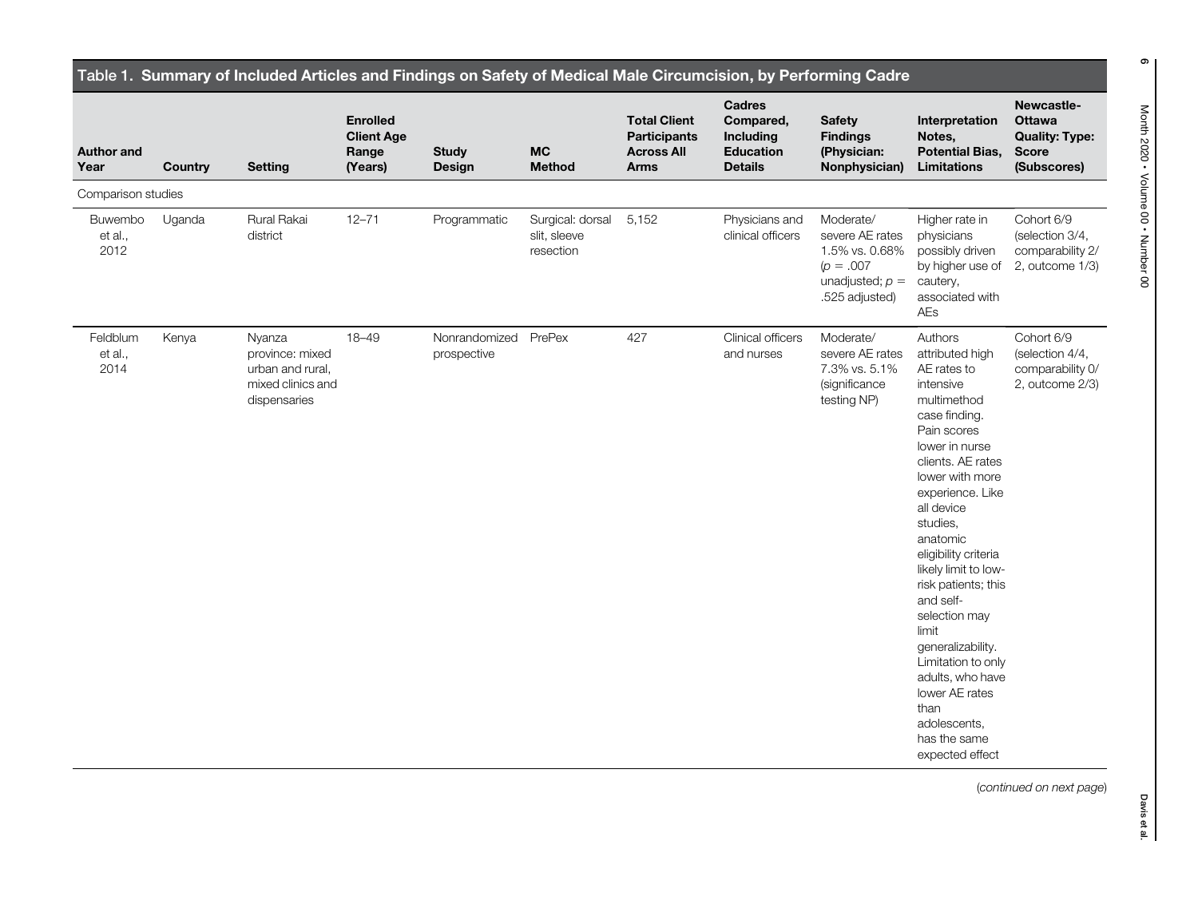## Table 1. Summary of Included Articles and Findings on Safety of Medical Male Circumcision, by Performing Cadre

| Author and Year | Country | Setting | Enrolled Client Age Range (Years) | Study Design | MC Method | Total Client Participants Across All Arms | Cadres Compared, Including Education Details | Safety Findings (Physician: Nonphysician) | Interpretation Notes, Potential Bias, Limitations | Newcastle-Ottawa Quality: Type: Score (Subscores) |
|---|---|---|---|---|---|---|---|---|---|---|
| Comparison studies | | | | | | | | | | |
| Buwembo et al., 2012 | Uganda | Rural Rakai district | 12–71 | Programmatic | Surgical: dorsal slit, sleeve resection | 5,152 | Physicians and clinical officers | Moderate/severe AE rates 1.5% vs. 0.68% ($p$ = .007 unadjusted; $p$ = .525 adjusted) | Higher rate in physicians possibly driven by higher use of cautery, associated with AEs | Cohort 6/9 (selection 3/4, comparability 2/2, outcome 1/3) |
| Feldblum et al., 2014 | Kenya | Nyanza province: mixed urban and rural, mixed clinics and dispensaries | 18–49 | Nonrandomized prospective | PrePex | 427 | Clinical officers and nurses | Moderate/severe AE rates 7.3% vs. 5.1% (significance testing NP) | Authors attributed high AE rates to intensive multimethod case finding. Pain scores lower in nurse clients. AE rates lower with more experience. Like all device studies, anatomic eligibility criteria likely limit to low-risk patients; this and self-selection may limit generalizability. Limitation to only adults, who have lower AE rates than adolescents, has the same expected effect | Cohort 6/9 (selection 4/4, comparability 0/2, outcome 2/3) |

(*continued on next page*)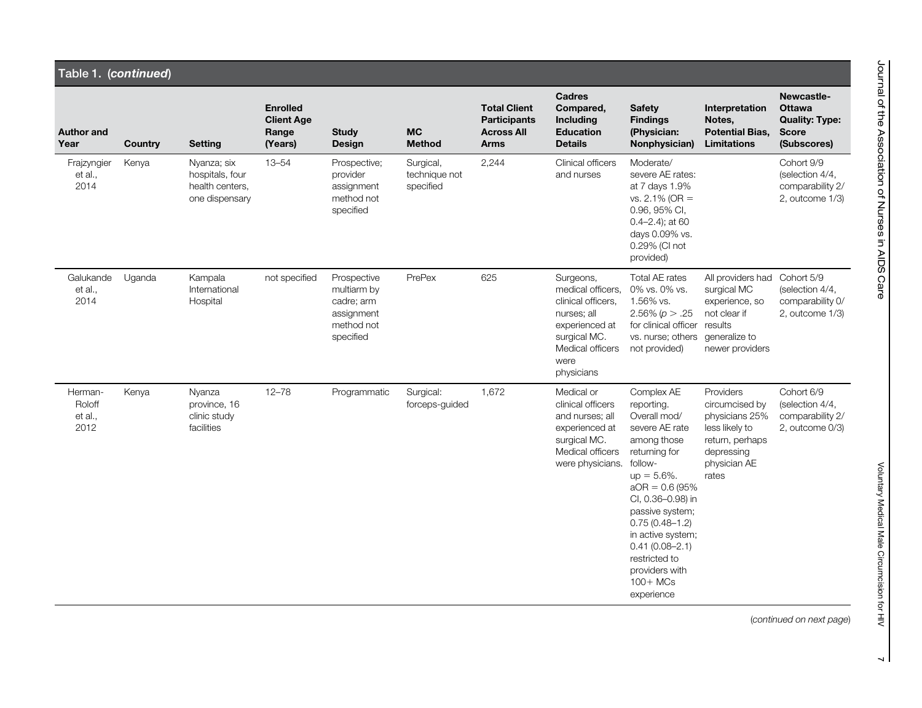Table 1. (*continued*)

| Author and Year | Country | Setting | Enrolled Client Age Range (Years) | Study Design | MC Method | Total Client Participants Across All Arms | Cadres Compared, Including Education Details | Safety Findings (Physician: Nonphysician) | Interpretation Notes, Potential Bias, Limitations | Newcastle-Ottawa Quality: Type: Score (Subscores) |
|---|---|---|---|---|---|---|---|---|---|---|
| Frajzyngier et al., 2014 | Kenya | Nyanza; six hospitals, four health centers, one dispensary | 13–54 | Prospective; provider assignment method not specified | Surgical, technique not specified | 2,244 | Clinical officers and nurses | Moderate/ severe AE rates: at 7 days 1.9% vs. 2.1% (OR = 0.96, 95% CI, 0.4–2.4); at 60 days 0.09% vs. 0.29% (CI not provided) | | Cohort 9/9 (selection 4/4, comparability 2/2, outcome 1/3) |
| Galukande et al., 2014 | Uganda | Kampala International Hospital | not specified | Prospective multiarm by cadre; arm assignment method not specified | PrePex | 625 | Surgeons, medical officers, clinical officers, nurses; all experienced at surgical MC. Medical officers were physicians | Total AE rates 0% vs. 0% vs. 1.56% vs. 2.56% ($p > .25$ for clinical officer vs. nurse; others not provided) | All providers had surgical MC experience, so not clear if results generalize to newer providers | Cohort 5/9 (selection 4/4, comparability 0/2, outcome 1/3) |
| Herman-Roloff et al., 2012 | Kenya | Nyanza province, 16 clinic study facilities | 12–78 | Programmatic | Surgical: forceps-guided | 1,672 | Medical or clinical officers and nurses; all experienced at surgical MC. Medical officers were physicians. | Complex AE reporting. Overall mod/ severe AE rate among those returning for follow-up = 5.6%. aOR = 0.6 (95% CI, 0.36–0.98) in passive system; 0.75 (0.48–1.2) in active system; 0.41 (0.08–2.1) restricted to providers with 100+ MCs experience | Providers circumcised by physicians 25% less likely to return, perhaps depressing physician AE rates | Cohort 6/9 (selection 4/4, comparability 2/2, outcome 0/3) |

(*continued on next page*)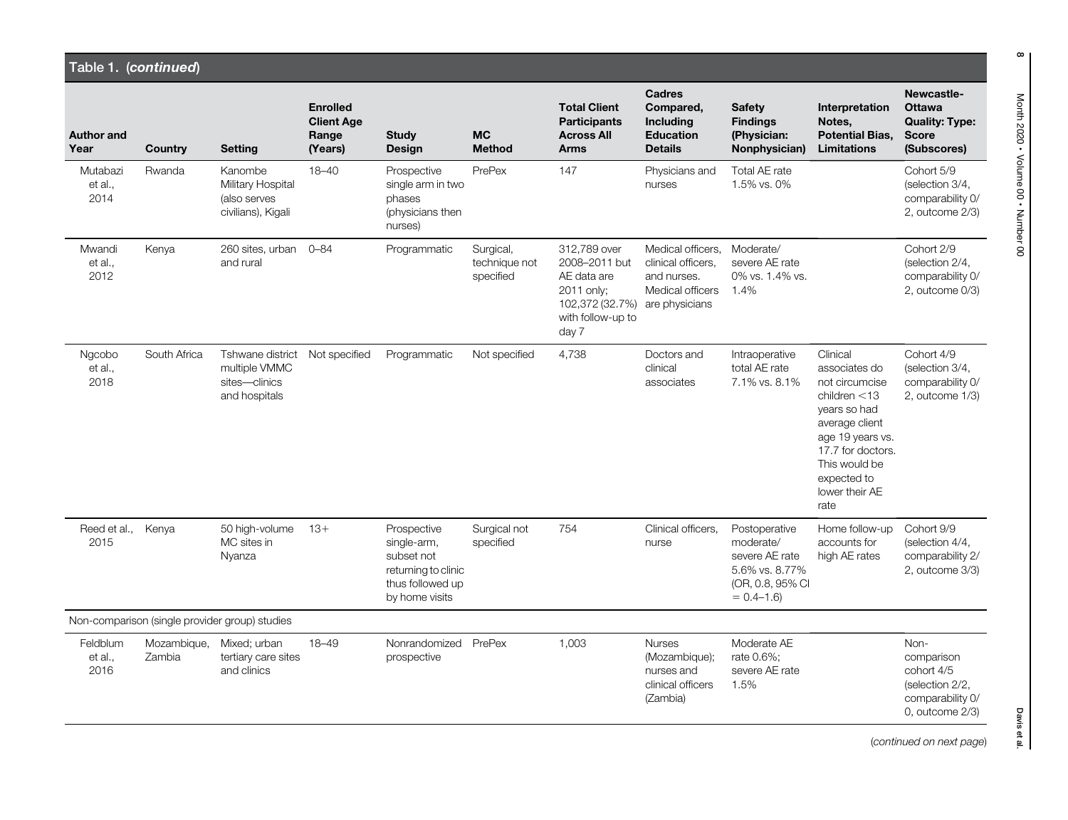## Table 1. (*continued*)

| Author and Year | Country | Setting | Enrolled Client Age Range (Years) | Study Design | MC Method | Total Client Participants Across All Arms | Cadres Compared, Including Education Details | Safety Findings (Physician: Nonphysician) | Interpretation Notes, Potential Bias, Limitations | Newcastle-Ottawa Quality: Type: Score (Subscores) |
|---|---|---|---|---|---|---|---|---|---|---|
| Mutabazi et al., 2014 | Rwanda | Kanombe Military Hospital (also serves civilians), Kigali | 18–40 | Prospective single arm in two phases (physicians then nurses) | PrePex | 147 | Physicians and nurses | Total AE rate 1.5% vs. 0% | | Cohort 5/9 (selection 3/4, comparability 0/2, outcome 2/3) |
| Mwandi et al., 2012 | Kenya | 260 sites, urban and rural | 0–84 | Programmatic | Surgical, technique not specified | 312,789 over 2008–2011 but AE data are 2011 only; 102,372 (32.7%) with follow-up to day 7 | Medical officers, clinical officers, and nurses. Medical officers are physicians | Moderate/severe AE rate 0% vs. 1.4% vs. 1.4% | | Cohort 2/9 (selection 2/4, comparability 0/2, outcome 0/3) |
| Ngcobo et al., 2018 | South Africa | Tshwane district multiple VMMC sites—clinics and hospitals | Not specified | Programmatic | Not specified | 4,738 | Doctors and clinical associates | Intraoperative total AE rate 7.1% vs. 8.1% | Clinical associates do not circumcise children <13 years so had average client age 19 years vs. 17.7 for doctors. This would be expected to lower their AE rate | Cohort 4/9 (selection 3/4, comparability 0/2, outcome 1/3) |
| Reed et al., 2015 | Kenya | 50 high-volume MC sites in Nyanza | 13+ | Prospective single-arm, subset not returning to clinic thus followed up by home visits | Surgical not specified | 754 | Clinical officers, nurse | Postoperative moderate/severe AE rate 5.6% vs. 8.77% (OR, 0.8, 95% CI = 0.4–1.6) | Home follow-up accounts for high AE rates | Cohort 9/9 (selection 4/4, comparability 2/2, outcome 3/3) |
| Non-comparison (single provider group) studies | | | | | | | | | | |
| Feldblum et al., 2016 | Mozambique, Zambia | Mixed; urban tertiary care sites and clinics | 18–49 | Nonrandomized prospective | PrePex | 1,003 | Nurses (Mozambique); nurses and clinical officers (Zambia) | Moderate AE rate 0.6%; severe AE rate 1.5% | | Non-comparison cohort 4/5 (selection 2/2, comparability 0/0, outcome 2/3) |

(*continued on next page*)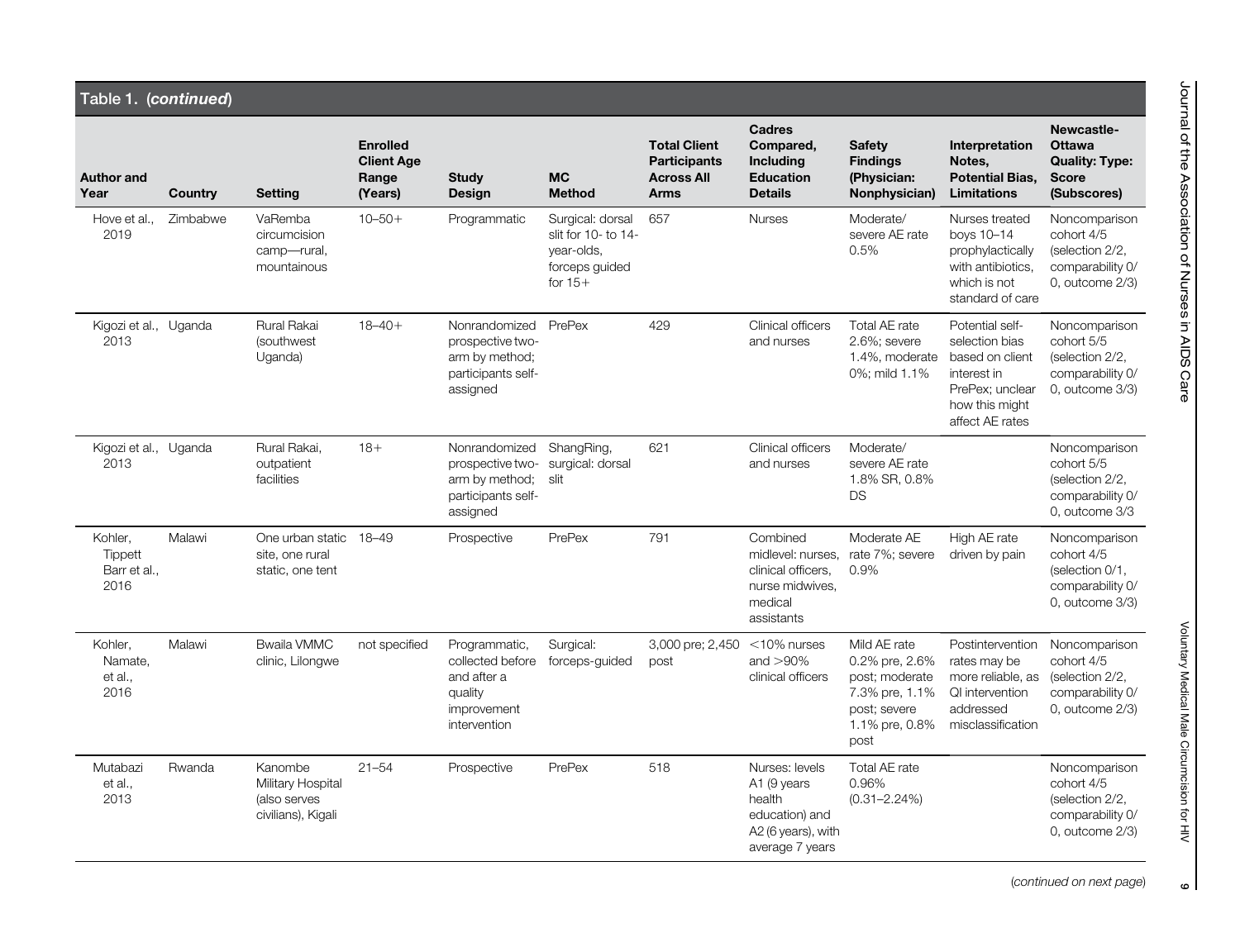Table 1. (*continued*)

| Author and Year | Country | Setting | Enrolled Client Age Range (Years) | Study Design | MC Method | Total Client Participants Across All Arms | Cadres Compared, Including Education Details | Safety Findings (Physician: Nonphysician) | Interpretation Notes, Potential Bias, Limitations | Newcastle-Ottawa Quality: Type: Score (Subscores) |
|---|---|---|---|---|---|---|---|---|---|---|
| Hove et al., 2019 | Zimbabwe | VaRemba circumcision camp—rural, mountainous | 10–50+ | Programmatic | Surgical: dorsal slit for 10- to 14-year-olds, forceps guided for 15+ | 657 | Nurses | Moderate/ severe AE rate 0.5% | Nurses treated boys 10–14 prophylactically with antibiotics, which is not standard of care | Noncomparison cohort 4/5 (selection 2/2, comparability 0/0, outcome 2/3) |
| Kigozi et al., 2013 | Uganda | Rural Rakai (southwest Uganda) | 18–40+ | Nonrandomized prospective two-arm by method; participants self-assigned | PrePex | 429 | Clinical officers and nurses | Total AE rate 2.6%; severe 1.4%, moderate 0%; mild 1.1% | Potential self-selection bias based on client interest in PrePex; unclear how this might affect AE rates | Noncomparison cohort 5/5 (selection 2/2, comparability 0/0, outcome 3/3) |
| Kigozi et al., 2013 | Uganda | Rural Rakai, outpatient facilities | 18+ | Nonrandomized prospective two-arm by method; participants self-assigned | ShangRing, surgical: dorsal slit | 621 | Clinical officers and nurses | Moderate/ severe AE rate 1.8% SR, 0.8% DS | | Noncomparison cohort 5/5 (selection 2/2, comparability 0/0, outcome 3/3 |
| Kohler, Tippett Barr et al., 2016 | Malawi | One urban static site, one rural static, one tent | 18–49 | Prospective | PrePex | 791 | Combined midlevel: nurses, clinical officers, nurse midwives, medical assistants | Moderate AE rate 7%; severe 0.9% | High AE rate driven by pain | Noncomparison cohort 4/5 (selection 0/1, comparability 0/0, outcome 3/3) |
| Kohler, Namate, et al., 2016 | Malawi | Bwaila VMMC clinic, Lilongwe | not specified | Programmatic, collected before and after a quality improvement intervention | Surgical: forceps-guided | 3,000 pre; 2,450 post | <10% nurses and >90% clinical officers | Mild AE rate 0.2% pre, 2.6% post; moderate 7.3% pre, 1.1% post; severe 1.1% pre, 0.8% post | Postintervention rates may be more reliable, as QI intervention addressed misclassification | Noncomparison cohort 4/5 (selection 2/2, comparability 0/0, outcome 2/3) |
| Mutabazi et al., 2013 | Rwanda | Kanombe Military Hospital (also serves civilians), Kigali | 21–54 | Prospective | PrePex | 518 | Nurses: levels A1 (9 years health education) and A2 (6 years), with average 7 years | Total AE rate 0.96% (0.31–2.24%) | | Noncomparison cohort 4/5 (selection 2/2, comparability 0/0, outcome 2/3) |

(*continued on next page*)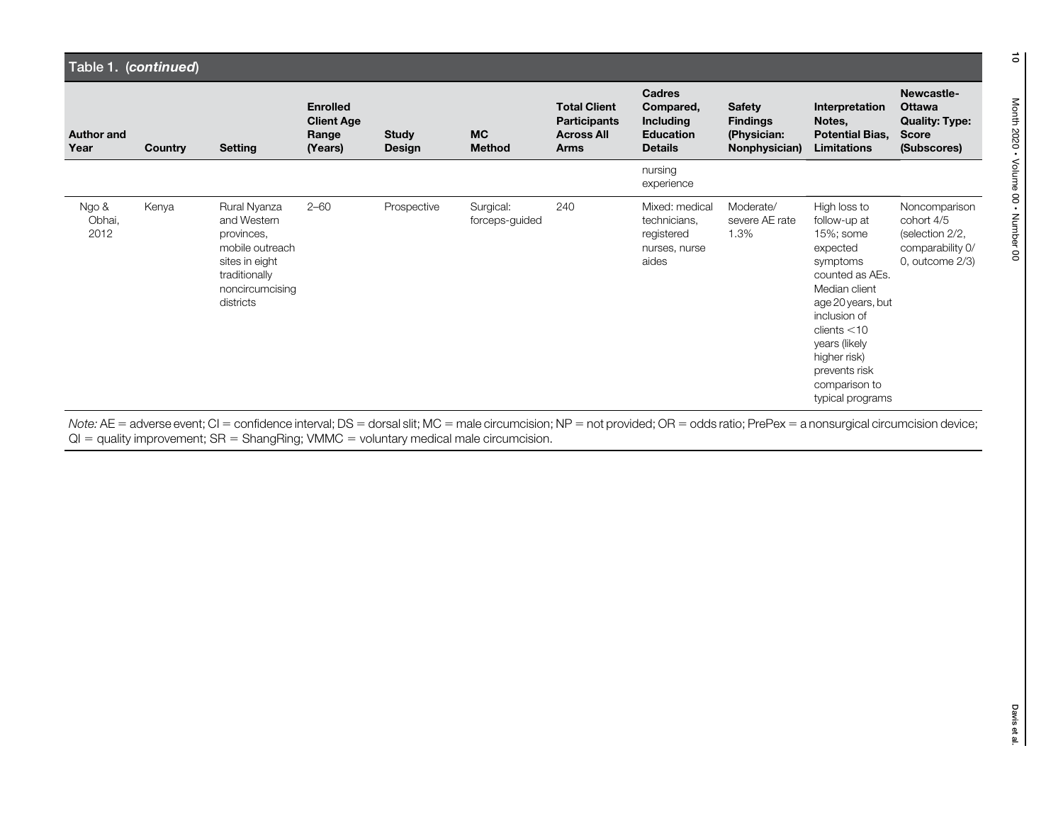Table 1. (*continued*)

| Author and Year | Country | Setting | Enrolled Client Age Range (Years) | Study Design | MC Method | Total Client Participants Across All Arms | Cadres Compared, Including Education Details | Safety Findings (Physician: Nonphysician) | Interpretation Notes, Potential Bias, Limitations | Newcastle-Ottawa Quality: Type: Score (Subscores) |
|---|---|---|---|---|---|---|---|---|---|---|
| | | | | | | | nursing experience | | | |
| Ngo & Obhai, 2012 | Kenya | Rural Nyanza and Western provinces, mobile outreach sites in eight traditionally noncircumcising districts | 2–60 | Prospective | Surgical: forceps-guided | 240 | Mixed: medical technicians, registered nurses, nurse aides | Moderate/ severe AE rate 1.3% | High loss to follow-up at 15%; some expected symptoms counted as AEs. Median client age 20 years, but inclusion of clients <10 years (likely higher risk) prevents risk comparison to typical programs | Noncomparison cohort 4/5 (selection 2/2, comparability 0/ 0, outcome 2/3) |

*Note:* AE = adverse event; CI = confidence interval; DS = dorsal slit; MC = male circumcision; NP = not provided; OR = odds ratio; PrePex = a nonsurgical circumcision device; QI = quality improvement; SR = ShangRing; VMMC = voluntary medical male circumcision.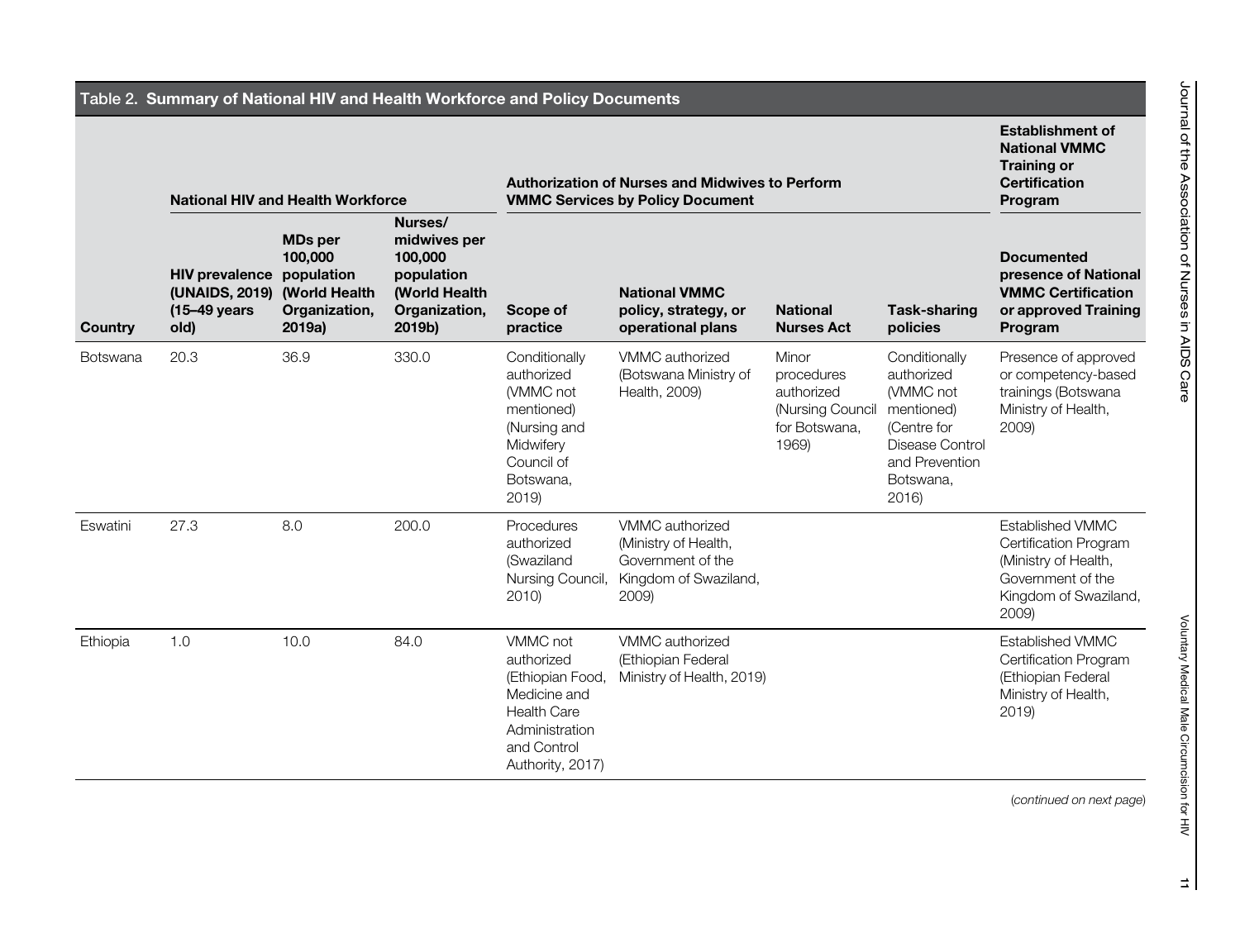Table 2. **Summary of National HIV and Health Workforce and Policy Documents**

| Country | National HIV and Health Workforce | | | Authorization of Nurses and Midwives to Perform VMMC Services by Policy Document | | | | Establishment of National VMMC Training or Certification Program |
|---|---|---|---|---|---|---|---|---|
| | HIV prevalence (UNAIDS, 2019) (15–49 years old) | MDs per 100,000 population (World Health Organization, 2019a) | Nurses/midwives per 100,000 population (World Health Organization, 2019b) | Scope of practice | National VMMC policy, strategy, or operational plans | National Nurses Act | Task-sharing policies | Documented presence of National VMMC Certification or approved Training Program |
| Botswana | 20.3 | 36.9 | 330.0 | Conditionally authorized (VMMC not mentioned) (Nursing and Midwifery Council of Botswana, 2019) | VMMC authorized (Botswana Ministry of Health, 2009) | Minor procedures authorized (Nursing Council for Botswana, 1969) | Conditionally authorized (VMMC not mentioned) (Centre for Disease Control and Prevention Botswana, 2016) | Presence of approved or competency-based trainings (Botswana Ministry of Health, 2009) |
| Eswatini | 27.3 | 8.0 | 200.0 | Procedures authorized (Swaziland Nursing Council, 2010) | VMMC authorized (Ministry of Health, Government of the Kingdom of Swaziland, 2009) | | | Established VMMC Certification Program (Ministry of Health, Government of the Kingdom of Swaziland, 2009) |
| Ethiopia | 1.0 | 10.0 | 84.0 | VMMC not authorized (Ethiopian Food, Medicine and Health Care Administration and Control Authority, 2017) | VMMC authorized (Ethiopian Federal Ministry of Health, 2019) | | | Established VMMC Certification Program (Ethiopian Federal Ministry of Health, 2019) |

(*continued on next page*)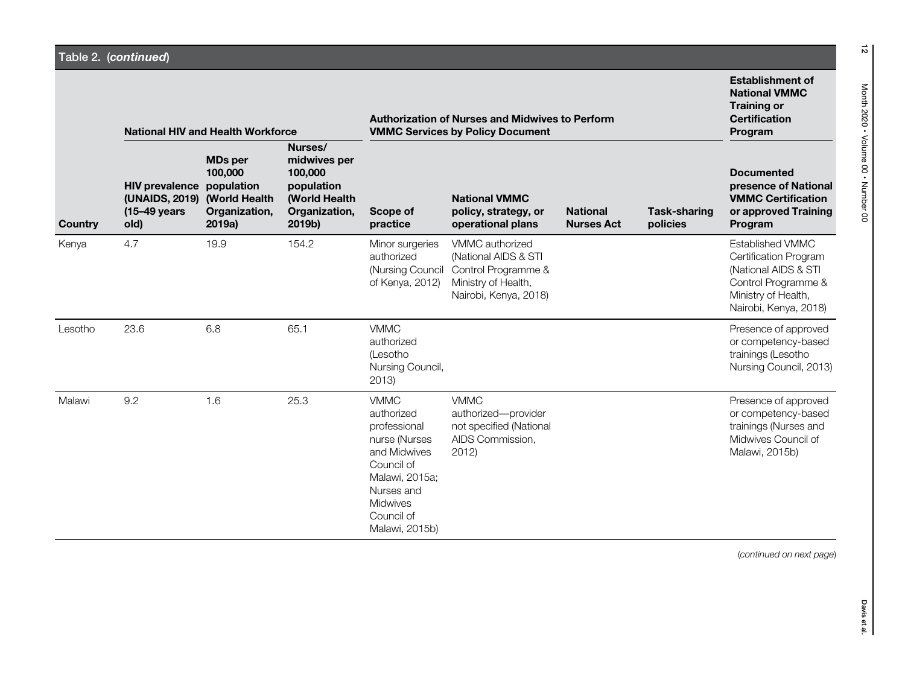Table 2. (*continued*)

| Country | National HIV and Health Workforce | | | Authorization of Nurses and Midwives to Perform VMMC Services by Policy Document | | | | Establishment of National VMMC Training or Certification Program |
|---|---|---|---|---|---|---|---|---|
| | HIV prevalence (UNAIDS, 2019) (15–49 years old) | MDs per 100,000 population (World Health Organization, 2019a) | Nurses/ midwives per 100,000 population (World Health Organization, 2019b) | Scope of practice | National VMMC policy, strategy, or operational plans | National Nurses Act | Task-sharing policies | Documented presence of National VMMC Certification or approved Training Program |
| Kenya | 4.7 | 19.9 | 154.2 | Minor surgeries authorized (Nursing Council of Kenya, 2012) | VMMC authorized (National AIDS & STI Control Programme & Ministry of Health, Nairobi, Kenya, 2018) | | | Established VMMC Certification Program (National AIDS & STI Control Programme & Ministry of Health, Nairobi, Kenya, 2018) |
| Lesotho | 23.6 | 6.8 | 65.1 | VMMC authorized (Lesotho Nursing Council, 2013) | | | | Presence of approved or competency-based trainings (Lesotho Nursing Council, 2013) |
| Malawi | 9.2 | 1.6 | 25.3 | VMMC authorized professional nurse (Nurses and Midwives Council of Malawi, 2015a; Nurses and Midwives Council of Malawi, 2015b) | VMMC authorized—provider not specified (National AIDS Commission, 2012) | | | Presence of approved or competency-based trainings (Nurses and Midwives Council of Malawi, 2015b) |

(*continued on next page*)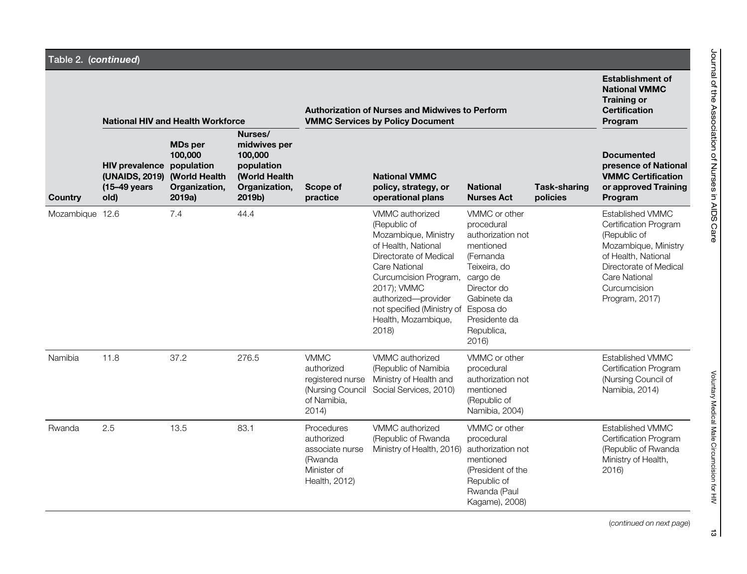Table 2. (*continued*)

| Country | National HIV and Health Workforce | | | Authorization of Nurses and Midwives to Perform VMMC Services by Policy Document | | | | Establishment of National VMMC Training or Certification Program |
|---|---|---|---|---|---|---|---|---|
| | HIV prevalence (UNAIDS, 2019) (15–49 years old) | MDs per 100,000 population (World Health Organization, 2019a) | Nurses/ midwives per 100,000 population (World Health Organization, 2019b) | Scope of practice | National VMMC policy, strategy, or operational plans | National Nurses Act | Task-sharing policies | Documented presence of National VMMC Certification or approved Training Program |
| Mozambique | 12.6 | 7.4 | 44.4 | | VMMC authorized (Republic of Mozambique, Ministry of Health, National Directorate of Medical Care National Curcumcision Program, 2017); VMMC authorized—provider not specified (Ministry of Health, Mozambique, 2018) | VMMC or other procedural authorization not mentioned (Fernanda Teixeira, do cargo de Director do Gabinete da Esposa do Presidente da Republica, 2016) | | Established VMMC Certification Program (Republic of Mozambique, Ministry of Health, National Directorate of Medical Care National Curcumcision Program, 2017) |
| Namibia | 11.8 | 37.2 | 276.5 | VMMC authorized registered nurse (Nursing Council of Namibia, 2014) | VMMC authorized (Republic of Namibia Ministry of Health and Social Services, 2010) | VMMC or other procedural authorization not mentioned (Republic of Namibia, 2004) | | Established VMMC Certification Program (Nursing Council of Namibia, 2014) |
| Rwanda | 2.5 | 13.5 | 83.1 | Procedures authorized associate nurse (Rwanda Minister of Health, 2012) | VMMC authorized (Republic of Rwanda Ministry of Health, 2016) | VMMC or other procedural authorization not mentioned (President of the Republic of Rwanda (Paul Kagame), 2008) | | Established VMMC Certification Program (Republic of Rwanda Ministry of Health, 2016) |

(*continued on next page*)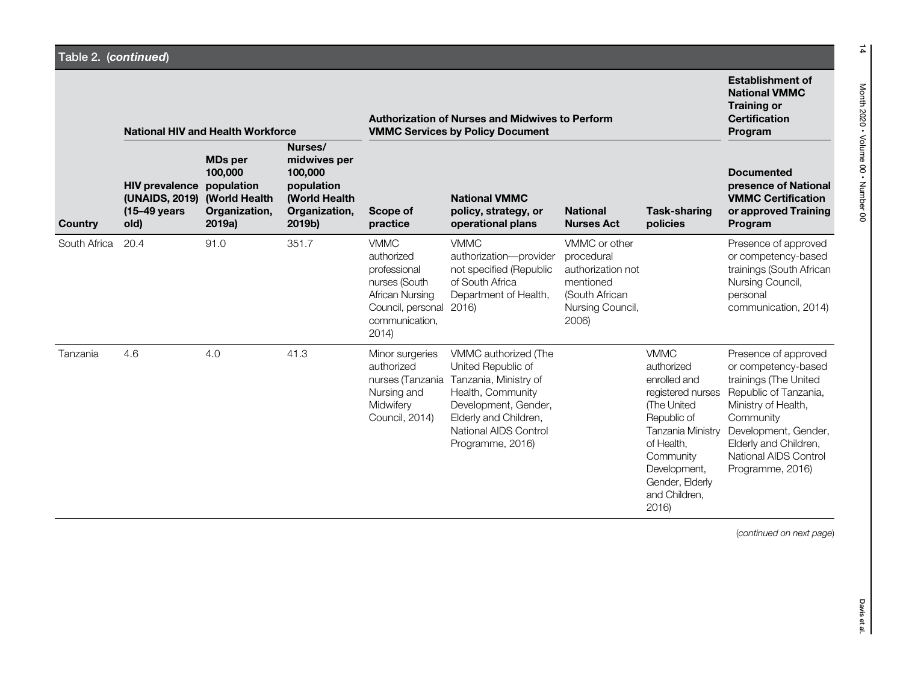Table 2. (*continued*)

| Country | National HIV and Health Workforce | | | Authorization of Nurses and Midwives to Perform VMMC Services by Policy Document | | | | Establishment of National VMMC Training or Certification Program |
|---|---|---|---|---|---|---|---|---|
| | HIV prevalence (UNAIDS, 2019) (15–49 years old) | MDs per 100,000 population (World Health Organization, 2019a) | Nurses/ midwives per 100,000 population (World Health Organization, 2019b) | Scope of practice | National VMMC policy, strategy, or operational plans | National Nurses Act | Task-sharing policies | Documented presence of National VMMC Certification or approved Training Program |
| South Africa | 20.4 | 91.0 | 351.7 | VMMC authorized professional nurses (South African Nursing Council, personal communication, 2014) | VMMC authorization—provider not specified (Republic of South Africa Department of Health, 2016) | VMMC or other procedural authorization not mentioned (South African Nursing Council, 2006) | | Presence of approved or competency-based trainings (South African Nursing Council, personal communication, 2014) |
| Tanzania | 4.6 | 4.0 | 41.3 | Minor surgeries authorized nurses (Tanzania Nursing and Midwifery Council, 2014) | VMMC authorized (The United Republic of Tanzania, Ministry of Health, Community Development, Gender, Elderly and Children, National AIDS Control Programme, 2016) | | VMMC authorized enrolled and registered nurses (The United Republic of Tanzania Ministry of Health, Community Development, Gender, Elderly and Children, 2016) | Presence of approved or competency-based trainings (The United Republic of Tanzania, Ministry of Health, Community Development, Gender, Elderly and Children, National AIDS Control Programme, 2016) |

(*continued on next page*)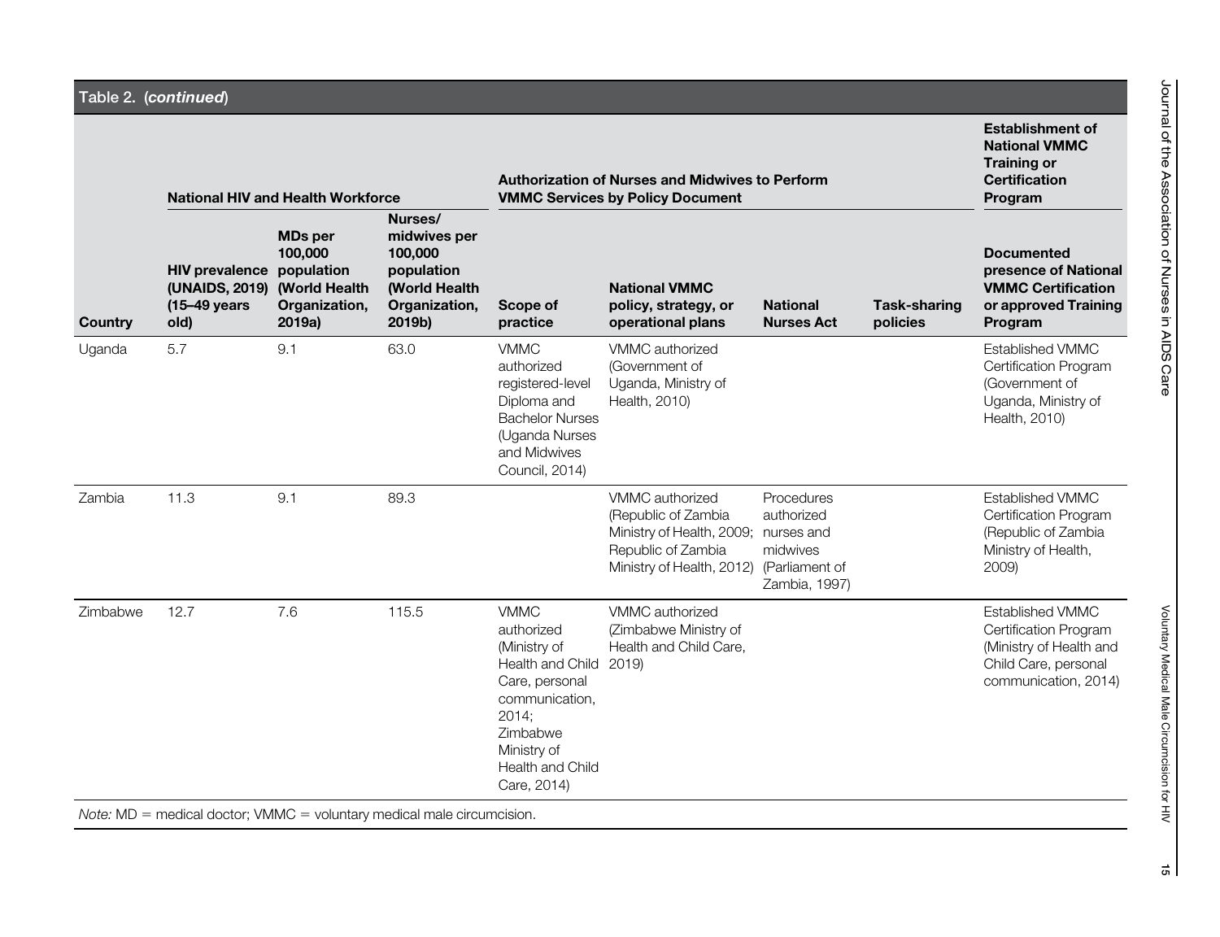Table 2. (*continued*)

| Country | National HIV and Health Workforce | | | Authorization of Nurses and Midwives to Perform VMMC Services by Policy Document | | | | Establishment of National VMMC Training or Certification Program |
|---|---|---|---|---|---|---|---|---|
| | HIV prevalence (UNAIDS, 2019) (15–49 years old) | MDs per 100,000 population (World Health Organization, 2019a) | Nurses/midwives per 100,000 population (World Health Organization, 2019b) | Scope of practice | National VMMC policy, strategy, or operational plans | National Nurses Act | Task-sharing policies | Documented presence of National VMMC Certification or approved Training Program |
| Uganda | 5.7 | 9.1 | 63.0 | VMMC authorized registered-level Diploma and Bachelor Nurses (Uganda Nurses and Midwives Council, 2014) | VMMC authorized (Government of Uganda, Ministry of Health, 2010) | | | Established VMMC Certification Program (Government of Uganda, Ministry of Health, 2010) |
| Zambia | 11.3 | 9.1 | 89.3 | | VMMC authorized (Republic of Zambia Ministry of Health, 2009; Republic of Zambia Ministry of Health, 2012) | Procedures authorized nurses and midwives (Parliament of Zambia, 1997) | | Established VMMC Certification Program (Republic of Zambia Ministry of Health, 2009) |
| Zimbabwe | 12.7 | 7.6 | 115.5 | VMMC authorized (Ministry of Health and Child Care, personal communication, 2014; Zimbabwe Ministry of Health and Child Care, 2014) | VMMC authorized (Zimbabwe Ministry of Health and Child Care, 2019) | | | Established VMMC Certification Program (Ministry of Health and Child Care, personal communication, 2014) |

*Note:* MD = medical doctor; VMMC = voluntary medical male circumcision.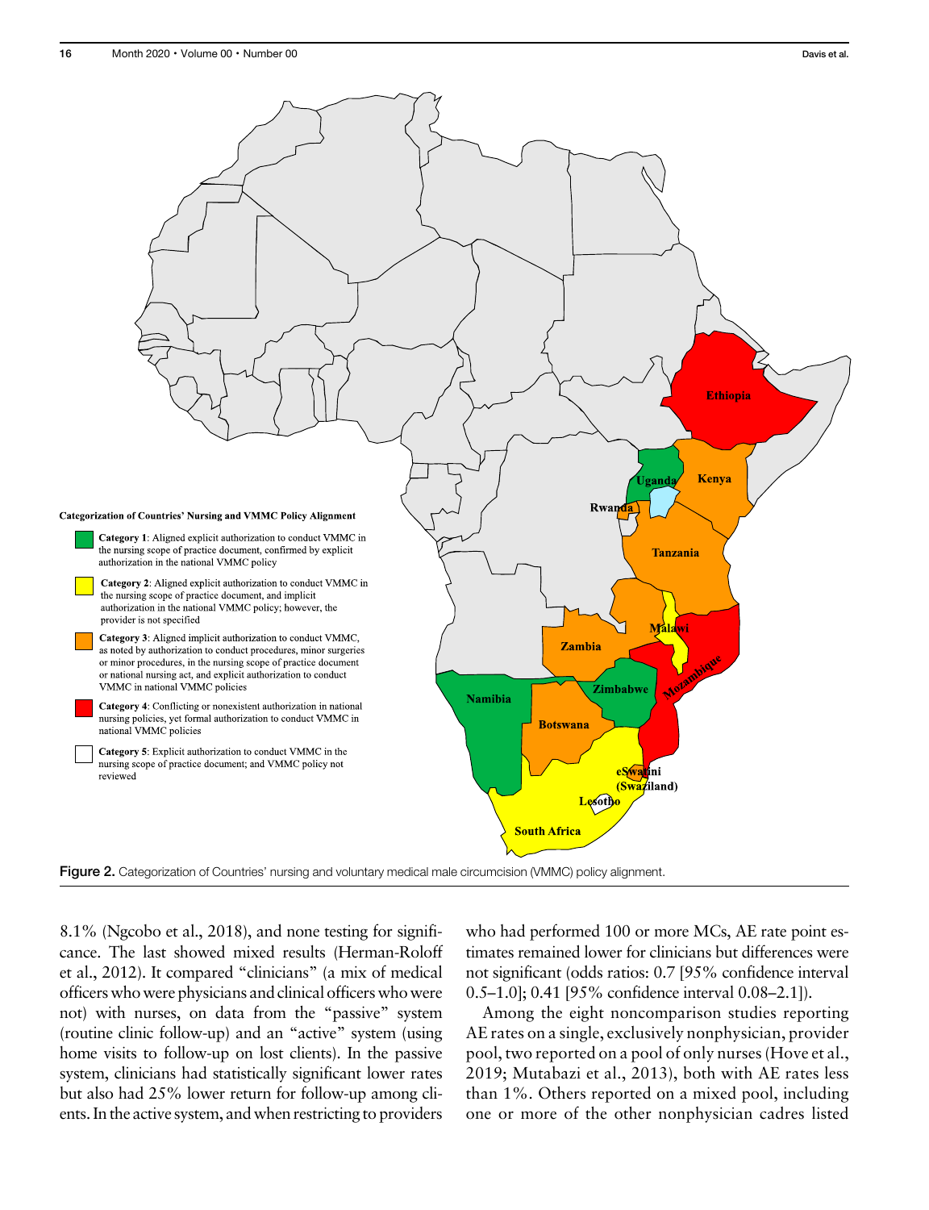Categorization of Countries' Nursing and VMMC Policy Alignment

- **Category 1**: Aligned explicit authorization to conduct VMMC in the nursing scope of practice document, confirmed by explicit authorization in the national VMMC policy
- **Category 2**: Aligned explicit authorization to conduct VMMC in the nursing scope of practice document, and implicit authorization in the national VMMC policy; however, the provider is not specified
- **Category 3**: Aligned implicit authorization to conduct VMMC, as noted by authorization to conduct procedures, minor surgeries or minor procedures, in the nursing scope of practice document or national nursing act, and explicit authorization to conduct VMMC in national VMMC policies
- **Category 4**: Conflicting or nonexistent authorization in national nursing policies, yet formal authorization to conduct VMMC in national VMMC policies
- **Category 5**: Explicit authorization to conduct VMMC in the nursing scope of practice document; and VMMC policy not reviewed

**Figure 2.** Categorization of Countries' nursing and voluntary medical male circumcision (VMMC) policy alignment.

8.1% (Ngcobo et al., 2018), and none testing for significance. The last showed mixed results (Herman-Roloff et al., 2012). It compared "clinicians" (a mix of medical officers who were physicians and clinical officers who were not) with nurses, on data from the "passive" system (routine clinic follow-up) and an "active" system (using home visits to follow-up on lost clients). In the passive system, clinicians had statistically significant lower rates but also had 25% lower return for follow-up among clients. In the active system, and when restricting to providers who had performed 100 or more MCs, AE rate point estimates remained lower for clinicians but differences were not significant (odds ratios: 0.7 [95% confidence interval 0.5–1.0]; 0.41 [95% confidence interval 0.08–2.1]).

Among the eight noncomparison studies reporting AE rates on a single, exclusively nonphysician, provider pool, two reported on a pool of only nurses (Hove et al., 2019; Mutabazi et al., 2013), both with AE rates less than 1%. Others reported on a mixed pool, including one or more of the other nonphysician cadres listed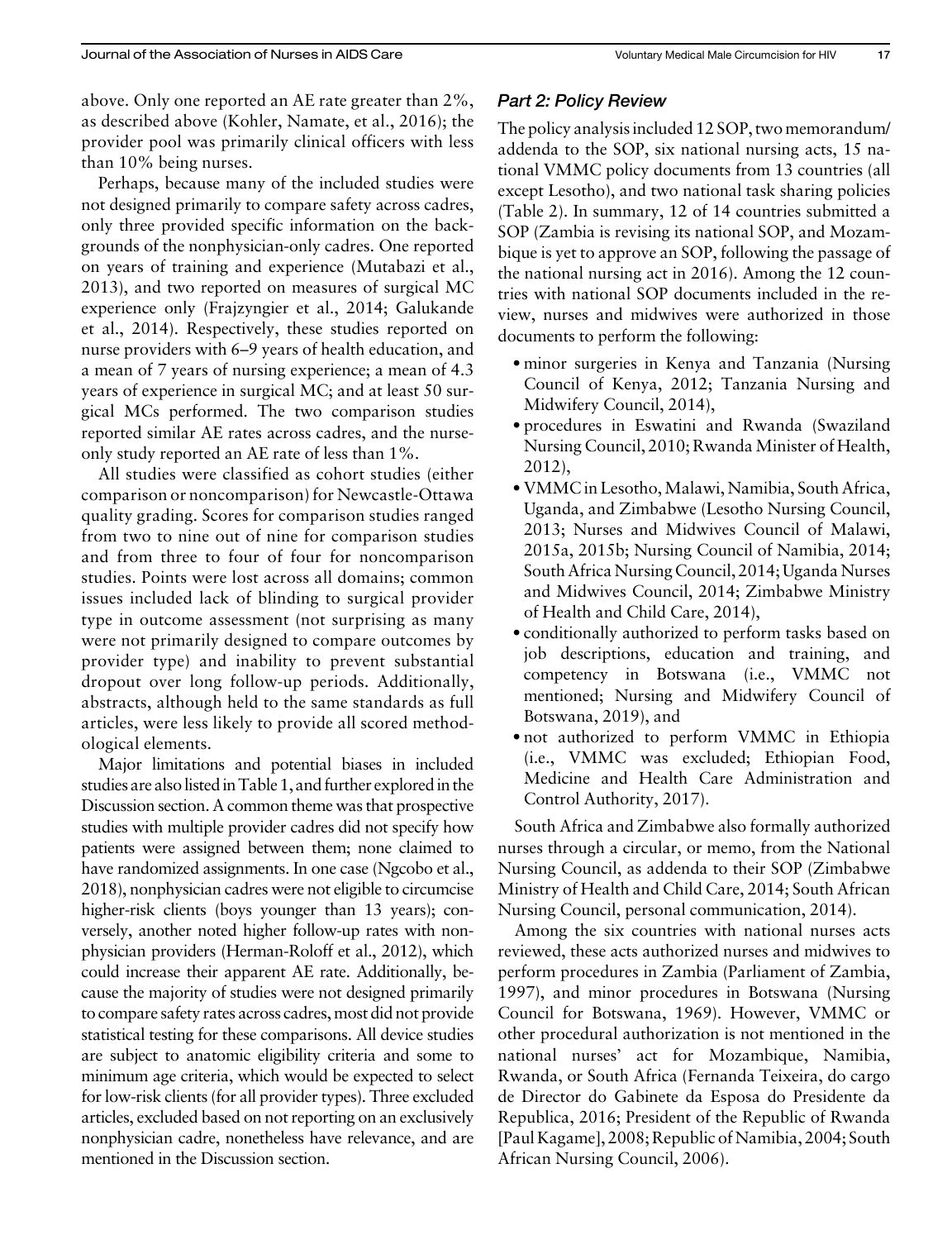above. Only one reported an AE rate greater than 2%, as described above (Kohler, Namate, et al., 2016); the provider pool was primarily clinical officers with less than 10% being nurses.

Perhaps, because many of the included studies were not designed primarily to compare safety across cadres, only three provided specific information on the backgrounds of the nonphysician-only cadres. One reported on years of training and experience (Mutabazi et al., 2013), and two reported on measures of surgical MC experience only (Frajzyngier et al., 2014; Galukande et al., 2014). Respectively, these studies reported on nurse providers with 6–9 years of health education, and a mean of 7 years of nursing experience; a mean of 4.3 years of experience in surgical MC; and at least 50 surgical MCs performed. The two comparison studies reported similar AE rates across cadres, and the nurse-only study reported an AE rate of less than 1%.

All studies were classified as cohort studies (either comparison or noncomparison) for Newcastle-Ottawa quality grading. Scores for comparison studies ranged from two to nine out of nine for comparison studies and from three to four of four for noncomparison studies. Points were lost across all domains; common issues included lack of blinding to surgical provider type in outcome assessment (not surprising as many were not primarily designed to compare outcomes by provider type) and inability to prevent substantial dropout over long follow-up periods. Additionally, abstracts, although held to the same standards as full articles, were less likely to provide all scored methodological elements.

Major limitations and potential biases in included studies are also listed in Table 1, and further explored in the Discussion section. A common theme was that prospective studies with multiple provider cadres did not specify how patients were assigned between them; none claimed to have randomized assignments. In one case (Ngcobo et al., 2018), nonphysician cadres were not eligible to circumcise higher-risk clients (boys younger than 13 years); conversely, another noted higher follow-up rates with nonphysician providers (Herman-Roloff et al., 2012), which could increase their apparent AE rate. Additionally, because the majority of studies were not designed primarily to compare safety rates across cadres, most did not provide statistical testing for these comparisons. All device studies are subject to anatomic eligibility criteria and some to minimum age criteria, which would be expected to select for low-risk clients (for all provider types). Three excluded articles, excluded based on not reporting on an exclusively nonphysician cadre, nonetheless have relevance, and are mentioned in the Discussion section.

### Part 2: Policy Review

The policy analysis included 12 SOP, two memorandum/addenda to the SOP, six national nursing acts, 15 national VMMC policy documents from 13 countries (all except Lesotho), and two national task sharing policies (Table 2). In summary, 12 of 14 countries submitted a SOP (Zambia is revising its national SOP, and Mozambique is yet to approve an SOP, following the passage of the national nursing act in 2016). Among the 12 countries with national SOP documents included in the review, nurses and midwives were authorized in those documents to perform the following:

- minor surgeries in Kenya and Tanzania (Nursing Council of Kenya, 2012; Tanzania Nursing and Midwifery Council, 2014),
- procedures in Eswatini and Rwanda (Swaziland Nursing Council, 2010; Rwanda Minister of Health, 2012),
- VMMC in Lesotho, Malawi, Namibia, South Africa, Uganda, and Zimbabwe (Lesotho Nursing Council, 2013; Nurses and Midwives Council of Malawi, 2015a, 2015b; Nursing Council of Namibia, 2014; South Africa Nursing Council, 2014; Uganda Nurses and Midwives Council, 2014; Zimbabwe Ministry of Health and Child Care, 2014),
- conditionally authorized to perform tasks based on job descriptions, education and training, and competency in Botswana (i.e., VMMC not mentioned; Nursing and Midwifery Council of Botswana, 2019), and
- not authorized to perform VMMC in Ethiopia (i.e., VMMC was excluded; Ethiopian Food, Medicine and Health Care Administration and Control Authority, 2017).

South Africa and Zimbabwe also formally authorized nurses through a circular, or memo, from the National Nursing Council, as addenda to their SOP (Zimbabwe Ministry of Health and Child Care, 2014; South African Nursing Council, personal communication, 2014).

Among the six countries with national nurses acts reviewed, these acts authorized nurses and midwives to perform procedures in Zambia (Parliament of Zambia, 1997), and minor procedures in Botswana (Nursing Council for Botswana, 1969). However, VMMC or other procedural authorization is not mentioned in the national nurses' act for Mozambique, Namibia, Rwanda, or South Africa (Fernanda Teixeira, do cargo de Director do Gabinete da Esposa do Presidente da Republica, 2016; President of the Republic of Rwanda [Paul Kagame], 2008; Republic of Namibia, 2004; South African Nursing Council, 2006).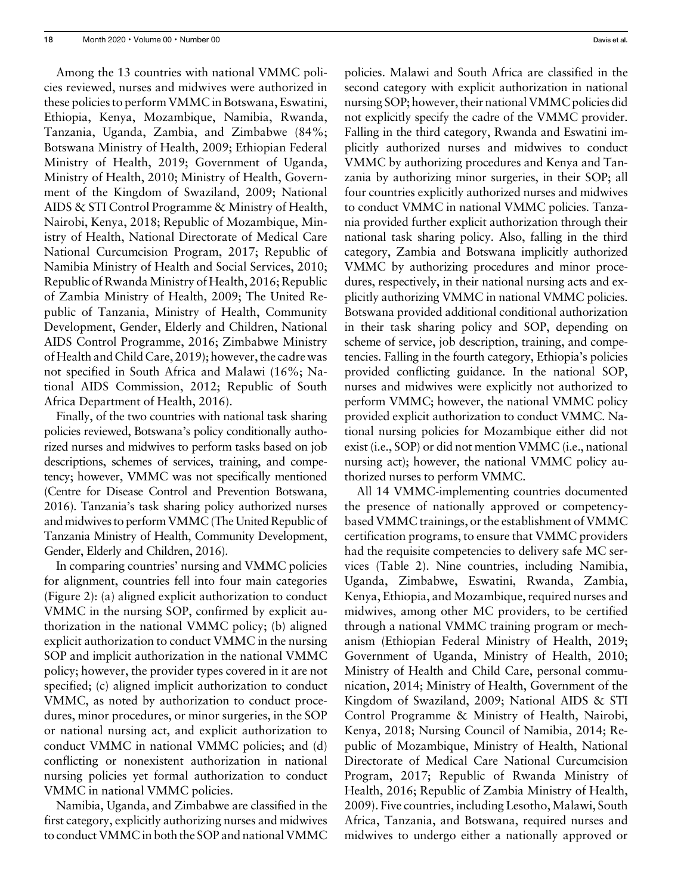Among the 13 countries with national VMMC policies reviewed, nurses and midwives were authorized in these policies to perform VMMC in Botswana, Eswatini, Ethiopia, Kenya, Mozambique, Namibia, Rwanda, Tanzania, Uganda, Zambia, and Zimbabwe (84%; Botswana Ministry of Health, 2009; Ethiopian Federal Ministry of Health, 2019; Government of Uganda, Ministry of Health, 2010; Ministry of Health, Government of the Kingdom of Swaziland, 2009; National AIDS & STI Control Programme & Ministry of Health, Nairobi, Kenya, 2018; Republic of Mozambique, Ministry of Health, National Directorate of Medical Care National Curcumcision Program, 2017; Republic of Namibia Ministry of Health and Social Services, 2010; Republic of Rwanda Ministry of Health, 2016; Republic of Zambia Ministry of Health, 2009; The United Republic of Tanzania, Ministry of Health, Community Development, Gender, Elderly and Children, National AIDS Control Programme, 2016; Zimbabwe Ministry of Health and Child Care, 2019); however, the cadre was not specified in South Africa and Malawi (16%; National AIDS Commission, 2012; Republic of South Africa Department of Health, 2016).

Finally, of the two countries with national task sharing policies reviewed, Botswana's policy conditionally authorized nurses and midwives to perform tasks based on job descriptions, schemes of services, training, and competency; however, VMMC was not specifically mentioned (Centre for Disease Control and Prevention Botswana, 2016). Tanzania's task sharing policy authorized nurses and midwives to perform VMMC (The United Republic of Tanzania Ministry of Health, Community Development, Gender, Elderly and Children, 2016).

In comparing countries' nursing and VMMC policies for alignment, countries fell into four main categories (Figure 2): (a) aligned explicit authorization to conduct VMMC in the nursing SOP, confirmed by explicit authorization in the national VMMC policy; (b) aligned explicit authorization to conduct VMMC in the nursing SOP and implicit authorization in the national VMMC policy; however, the provider types covered in it are not specified; (c) aligned implicit authorization to conduct VMMC, as noted by authorization to conduct procedures, minor procedures, or minor surgeries, in the SOP or national nursing act, and explicit authorization to conduct VMMC in national VMMC policies; and (d) conflicting or nonexistent authorization in national nursing policies yet formal authorization to conduct VMMC in national VMMC policies.

Namibia, Uganda, and Zimbabwe are classified in the first category, explicitly authorizing nurses and midwives to conduct VMMC in both the SOP and national VMMC policies. Malawi and South Africa are classified in the second category with explicit authorization in national nursing SOP; however, their national VMMC policies did not explicitly specify the cadre of the VMMC provider. Falling in the third category, Rwanda and Eswatini implicitly authorized nurses and midwives to conduct VMMC by authorizing procedures and Kenya and Tanzania by authorizing minor surgeries, in their SOP; all four countries explicitly authorized nurses and midwives to conduct VMMC in national VMMC policies. Tanzania provided further explicit authorization through their national task sharing policy. Also, falling in the third category, Zambia and Botswana implicitly authorized VMMC by authorizing procedures and minor procedures, respectively, in their national nursing acts and explicitly authorizing VMMC in national VMMC policies. Botswana provided additional conditional authorization in their task sharing policy and SOP, depending on scheme of service, job description, training, and competencies. Falling in the fourth category, Ethiopia's policies provided conflicting guidance. In the national SOP, nurses and midwives were explicitly not authorized to perform VMMC; however, the national VMMC policy provided explicit authorization to conduct VMMC. National nursing policies for Mozambique either did not exist (i.e., SOP) or did not mention VMMC (i.e., national nursing act); however, the national VMMC policy authorized nurses to perform VMMC.

All 14 VMMC-implementing countries documented the presence of nationally approved or competency-based VMMC trainings, or the establishment of VMMC certification programs, to ensure that VMMC providers had the requisite competencies to delivery safe MC services (Table 2). Nine countries, including Namibia, Uganda, Zimbabwe, Eswatini, Rwanda, Zambia, Kenya, Ethiopia, and Mozambique, required nurses and midwives, among other MC providers, to be certified through a national VMMC training program or mechanism (Ethiopian Federal Ministry of Health, 2019; Government of Uganda, Ministry of Health, 2010; Ministry of Health and Child Care, personal communication, 2014; Ministry of Health, Government of the Kingdom of Swaziland, 2009; National AIDS & STI Control Programme & Ministry of Health, Nairobi, Kenya, 2018; Nursing Council of Namibia, 2014; Republic of Mozambique, Ministry of Health, National Directorate of Medical Care National Curcumcision Program, 2017; Republic of Rwanda Ministry of Health, 2016; Republic of Zambia Ministry of Health, 2009). Five countries, including Lesotho, Malawi, South Africa, Tanzania, and Botswana, required nurses and midwives to undergo either a nationally approved or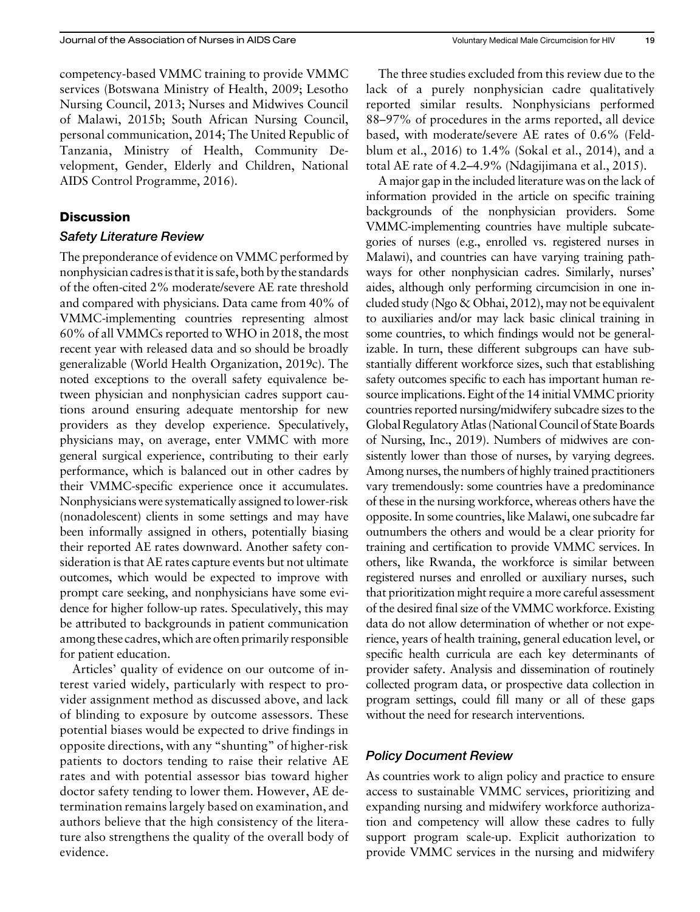competency-based VMMC training to provide VMMC services (Botswana Ministry of Health, 2009; Lesotho Nursing Council, 2013; Nurses and Midwives Council of Malawi, 2015b; South African Nursing Council, personal communication, 2014; The United Republic of Tanzania, Ministry of Health, Community Development, Gender, Elderly and Children, National AIDS Control Programme, 2016).

## Discussion

### *Safety Literature Review*

The preponderance of evidence on VMMC performed by nonphysician cadres is that it is safe, both by the standards of the often-cited 2% moderate/severe AE rate threshold and compared with physicians. Data came from 40% of VMMC-implementing countries representing almost 60% of all VMMCs reported to WHO in 2018, the most recent year with released data and so should be broadly generalizable (World Health Organization, 2019c). The noted exceptions to the overall safety equivalence between physician and nonphysician cadres support cautions around ensuring adequate mentorship for new providers as they develop experience. Speculatively, physicians may, on average, enter VMMC with more general surgical experience, contributing to their early performance, which is balanced out in other cadres by their VMMC-specific experience once it accumulates. Nonphysicians were systematically assigned to lower-risk (nonadolescent) clients in some settings and may have been informally assigned in others, potentially biasing their reported AE rates downward. Another safety consideration is that AE rates capture events but not ultimate outcomes, which would be expected to improve with prompt care seeking, and nonphysicians have some evidence for higher follow-up rates. Speculatively, this may be attributed to backgrounds in patient communication among these cadres, which are often primarily responsible for patient education.

Articles' quality of evidence on our outcome of interest varied widely, particularly with respect to provider assignment method as discussed above, and lack of blinding to exposure by outcome assessors. These potential biases would be expected to drive findings in opposite directions, with any "shunting" of higher-risk patients to doctors tending to raise their relative AE rates and with potential assessor bias toward higher doctor safety tending to lower them. However, AE determination remains largely based on examination, and authors believe that the high consistency of the literature also strengthens the quality of the overall body of evidence.

The three studies excluded from this review due to the lack of a purely nonphysician cadre qualitatively reported similar results. Nonphysicians performed 88–97% of procedures in the arms reported, all device based, with moderate/severe AE rates of 0.6% (Feldblum et al., 2016) to 1.4% (Sokal et al., 2014), and a total AE rate of 4.2–4.9% (Ndagijimana et al., 2015).

A major gap in the included literature was on the lack of information provided in the article on specific training backgrounds of the nonphysician providers. Some VMMC-implementing countries have multiple subcategories of nurses (e.g., enrolled vs. registered nurses in Malawi), and countries can have varying training pathways for other nonphysician cadres. Similarly, nurses' aides, although only performing circumcision in one included study (Ngo & Obhai, 2012), may not be equivalent to auxiliaries and/or may lack basic clinical training in some countries, to which findings would not be generalizable. In turn, these different subgroups can have substantially different workforce sizes, such that establishing safety outcomes specific to each has important human resource implications. Eight of the 14 initial VMMC priority countries reported nursing/midwifery subcadre sizes to the Global Regulatory Atlas (National Council of State Boards of Nursing, Inc., 2019). Numbers of midwives are consistently lower than those of nurses, by varying degrees. Among nurses, the numbers of highly trained practitioners vary tremendously: some countries have a predominance of these in the nursing workforce, whereas others have the opposite. In some countries, like Malawi, one subcadre far outnumbers the others and would be a clear priority for training and certification to provide VMMC services. In others, like Rwanda, the workforce is similar between registered nurses and enrolled or auxiliary nurses, such that prioritization might require a more careful assessment of the desired final size of the VMMC workforce. Existing data do not allow determination of whether or not experience, years of health training, general education level, or specific health curricula are each key determinants of provider safety. Analysis and dissemination of routinely collected program data, or prospective data collection in program settings, could fill many or all of these gaps without the need for research interventions.

### *Policy Document Review*

As countries work to align policy and practice to ensure access to sustainable VMMC services, prioritizing and expanding nursing and midwifery workforce authorization and competency will allow these cadres to fully support program scale-up. Explicit authorization to provide VMMC services in the nursing and midwifery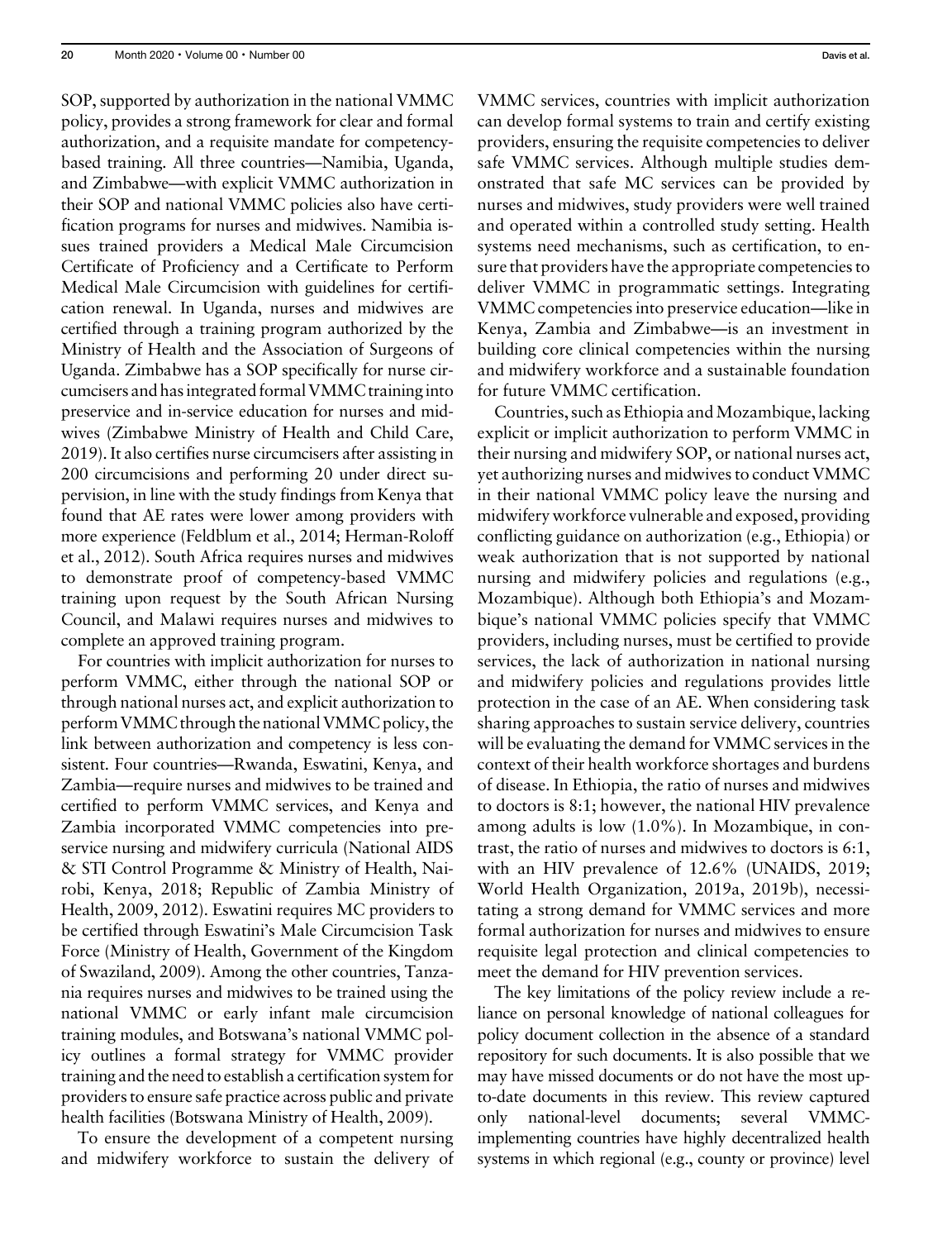SOP, supported by authorization in the national VMMC policy, provides a strong framework for clear and formal authorization, and a requisite mandate for competency-based training. All three countries—Namibia, Uganda, and Zimbabwe—with explicit VMMC authorization in their SOP and national VMMC policies also have certification programs for nurses and midwives. Namibia issues trained providers a Medical Male Circumcision Certificate of Proficiency and a Certificate to Perform Medical Male Circumcision with guidelines for certification renewal. In Uganda, nurses and midwives are certified through a training program authorized by the Ministry of Health and the Association of Surgeons of Uganda. Zimbabwe has a SOP specifically for nurse circumcisers and has integrated formal VMMC training into preservice and in-service education for nurses and midwives (Zimbabwe Ministry of Health and Child Care, 2019). It also certifies nurse circumcisers after assisting in 200 circumcisions and performing 20 under direct supervision, in line with the study findings from Kenya that found that AE rates were lower among providers with more experience (Feldblum et al., 2014; Herman-Roloff et al., 2012). South Africa requires nurses and midwives to demonstrate proof of competency-based VMMC training upon request by the South African Nursing Council, and Malawi requires nurses and midwives to complete an approved training program.

For countries with implicit authorization for nurses to perform VMMC, either through the national SOP or through national nurses act, and explicit authorization to perform VMMC through the national VMMC policy, the link between authorization and competency is less consistent. Four countries—Rwanda, Eswatini, Kenya, and Zambia—require nurses and midwives to be trained and certified to perform VMMC services, and Kenya and Zambia incorporated VMMC competencies into preservice nursing and midwifery curricula (National AIDS & STI Control Programme & Ministry of Health, Nairobi, Kenya, 2018; Republic of Zambia Ministry of Health, 2009, 2012). Eswatini requires MC providers to be certified through Eswatini's Male Circumcision Task Force (Ministry of Health, Government of the Kingdom of Swaziland, 2009). Among the other countries, Tanzania requires nurses and midwives to be trained using the national VMMC or early infant male circumcision training modules, and Botswana's national VMMC policy outlines a formal strategy for VMMC provider training and the need to establish a certification system for providers to ensure safe practice across public and private health facilities (Botswana Ministry of Health, 2009).

To ensure the development of a competent nursing and midwifery workforce to sustain the delivery of VMMC services, countries with implicit authorization can develop formal systems to train and certify existing providers, ensuring the requisite competencies to deliver safe VMMC services. Although multiple studies demonstrated that safe MC services can be provided by nurses and midwives, study providers were well trained and operated within a controlled study setting. Health systems need mechanisms, such as certification, to ensure that providers have the appropriate competencies to deliver VMMC in programmatic settings. Integrating VMMC competencies into preservice education—like in Kenya, Zambia and Zimbabwe—is an investment in building core clinical competencies within the nursing and midwifery workforce and a sustainable foundation for future VMMC certification.

Countries, such as Ethiopia and Mozambique, lacking explicit or implicit authorization to perform VMMC in their nursing and midwifery SOP, or national nurses act, yet authorizing nurses and midwives to conduct VMMC in their national VMMC policy leave the nursing and midwifery workforce vulnerable and exposed, providing conflicting guidance on authorization (e.g., Ethiopia) or weak authorization that is not supported by national nursing and midwifery policies and regulations (e.g., Mozambique). Although both Ethiopia's and Mozambique's national VMMC policies specify that VMMC providers, including nurses, must be certified to provide services, the lack of authorization in national nursing and midwifery policies and regulations provides little protection in the case of an AE. When considering task sharing approaches to sustain service delivery, countries will be evaluating the demand for VMMC services in the context of their health workforce shortages and burdens of disease. In Ethiopia, the ratio of nurses and midwives to doctors is 8:1; however, the national HIV prevalence among adults is low (1.0%). In Mozambique, in contrast, the ratio of nurses and midwives to doctors is 6:1, with an HIV prevalence of 12.6% (UNAIDS, 2019; World Health Organization, 2019a, 2019b), necessitating a strong demand for VMMC services and more formal authorization for nurses and midwives to ensure requisite legal protection and clinical competencies to meet the demand for HIV prevention services.

The key limitations of the policy review include a reliance on personal knowledge of national colleagues for policy document collection in the absence of a standard repository for such documents. It is also possible that we may have missed documents or do not have the most up-to-date documents in this review. This review captured only national-level documents; several VMMC-implementing countries have highly decentralized health systems in which regional (e.g., county or province) level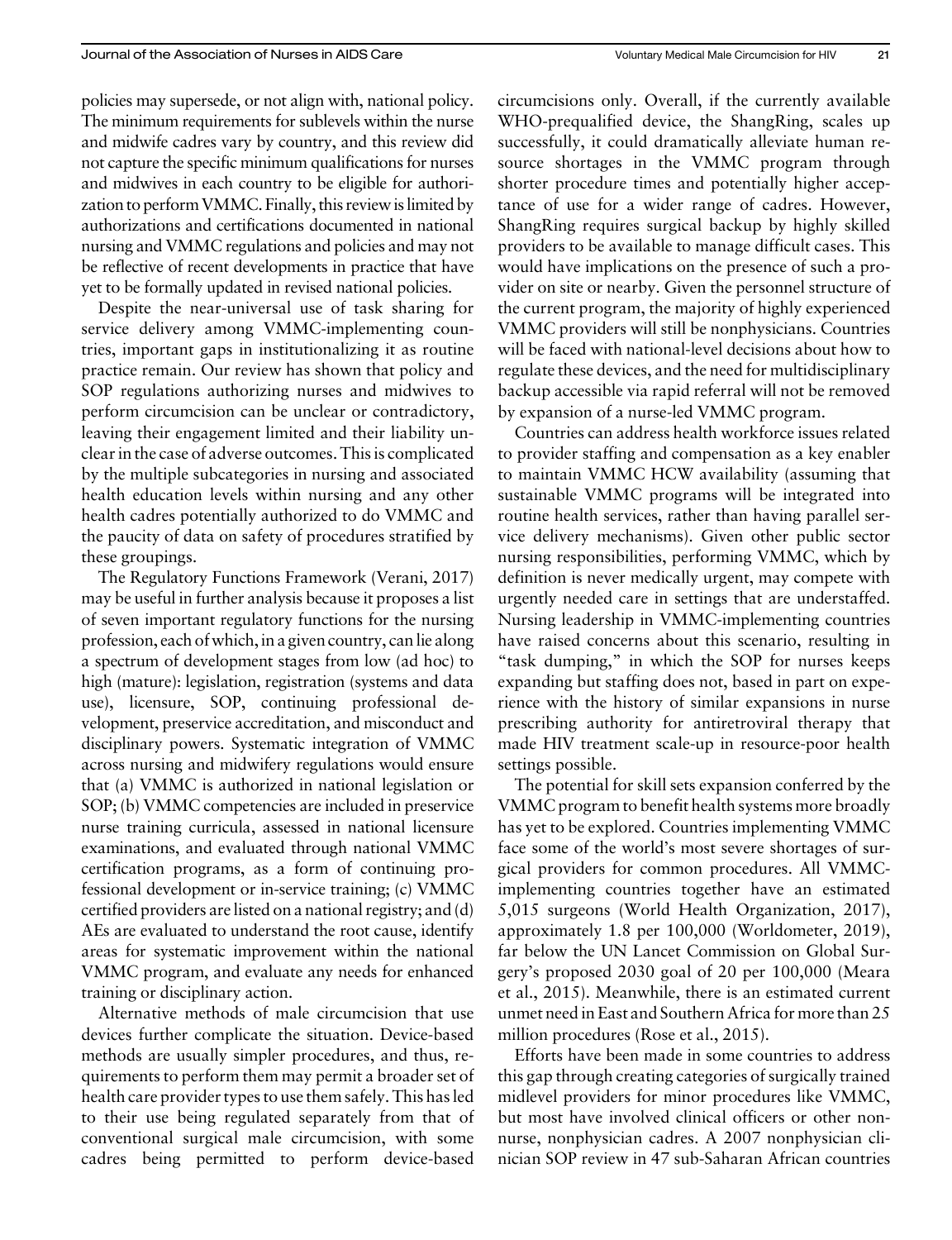policies may supersede, or not align with, national policy. The minimum requirements for sublevels within the nurse and midwife cadres vary by country, and this review did not capture the specific minimum qualifications for nurses and midwives in each country to be eligible for authorization to perform VMMC. Finally, this review is limited by authorizations and certifications documented in national nursing and VMMC regulations and policies and may not be reflective of recent developments in practice that have yet to be formally updated in revised national policies.

Despite the near-universal use of task sharing for service delivery among VMMC-implementing countries, important gaps in institutionalizing it as routine practice remain. Our review has shown that policy and SOP regulations authorizing nurses and midwives to perform circumcision can be unclear or contradictory, leaving their engagement limited and their liability unclear in the case of adverse outcomes. This is complicated by the multiple subcategories in nursing and associated health education levels within nursing and any other health cadres potentially authorized to do VMMC and the paucity of data on safety of procedures stratified by these groupings.

The Regulatory Functions Framework (Verani, 2017) may be useful in further analysis because it proposes a list of seven important regulatory functions for the nursing profession, each of which, in a given country, can lie along a spectrum of development stages from low (ad hoc) to high (mature): legislation, registration (systems and data use), licensure, SOP, continuing professional development, preservice accreditation, and misconduct and disciplinary powers. Systematic integration of VMMC across nursing and midwifery regulations would ensure that (a) VMMC is authorized in national legislation or SOP; (b) VMMC competencies are included in preservice nurse training curricula, assessed in national licensure examinations, and evaluated through national VMMC certification programs, as a form of continuing professional development or in-service training; (c) VMMC certified providers are listed on a national registry; and (d) AEs are evaluated to understand the root cause, identify areas for systematic improvement within the national VMMC program, and evaluate any needs for enhanced training or disciplinary action.

Alternative methods of male circumcision that use devices further complicate the situation. Device-based methods are usually simpler procedures, and thus, requirements to perform them may permit a broader set of health care provider types to use them safely. This has led to their use being regulated separately from that of conventional surgical male circumcision, with some cadres being permitted to perform device-based circumcisions only. Overall, if the currently available WHO-prequalified device, the ShangRing, scales up successfully, it could dramatically alleviate human resource shortages in the VMMC program through shorter procedure times and potentially higher acceptance of use for a wider range of cadres. However, ShangRing requires surgical backup by highly skilled providers to be available to manage difficult cases. This would have implications on the presence of such a provider on site or nearby. Given the personnel structure of the current program, the majority of highly experienced VMMC providers will still be nonphysicians. Countries will be faced with national-level decisions about how to regulate these devices, and the need for multidisciplinary backup accessible via rapid referral will not be removed by expansion of a nurse-led VMMC program.

Countries can address health workforce issues related to provider staffing and compensation as a key enabler to maintain VMMC HCW availability (assuming that sustainable VMMC programs will be integrated into routine health services, rather than having parallel service delivery mechanisms). Given other public sector nursing responsibilities, performing VMMC, which by definition is never medically urgent, may compete with urgently needed care in settings that are understaffed. Nursing leadership in VMMC-implementing countries have raised concerns about this scenario, resulting in "task dumping," in which the SOP for nurses keeps expanding but staffing does not, based in part on experience with the history of similar expansions in nurse prescribing authority for antiretroviral therapy that made HIV treatment scale-up in resource-poor health settings possible.

The potential for skill sets expansion conferred by the VMMC program to benefit health systems more broadly has yet to be explored. Countries implementing VMMC face some of the world's most severe shortages of surgical providers for common procedures. All VMMC-implementing countries together have an estimated 5,015 surgeons (World Health Organization, 2017), approximately 1.8 per 100,000 (Worldometer, 2019), far below the UN Lancet Commission on Global Surgery's proposed 2030 goal of 20 per 100,000 (Meara et al., 2015). Meanwhile, there is an estimated current unmet need in East and Southern Africa for more than 25 million procedures (Rose et al., 2015).

Efforts have been made in some countries to address this gap through creating categories of surgically trained midlevel providers for minor procedures like VMMC, but most have involved clinical officers or other nonnurse, nonphysician cadres. A 2007 nonphysician clinician SOP review in 47 sub-Saharan African countries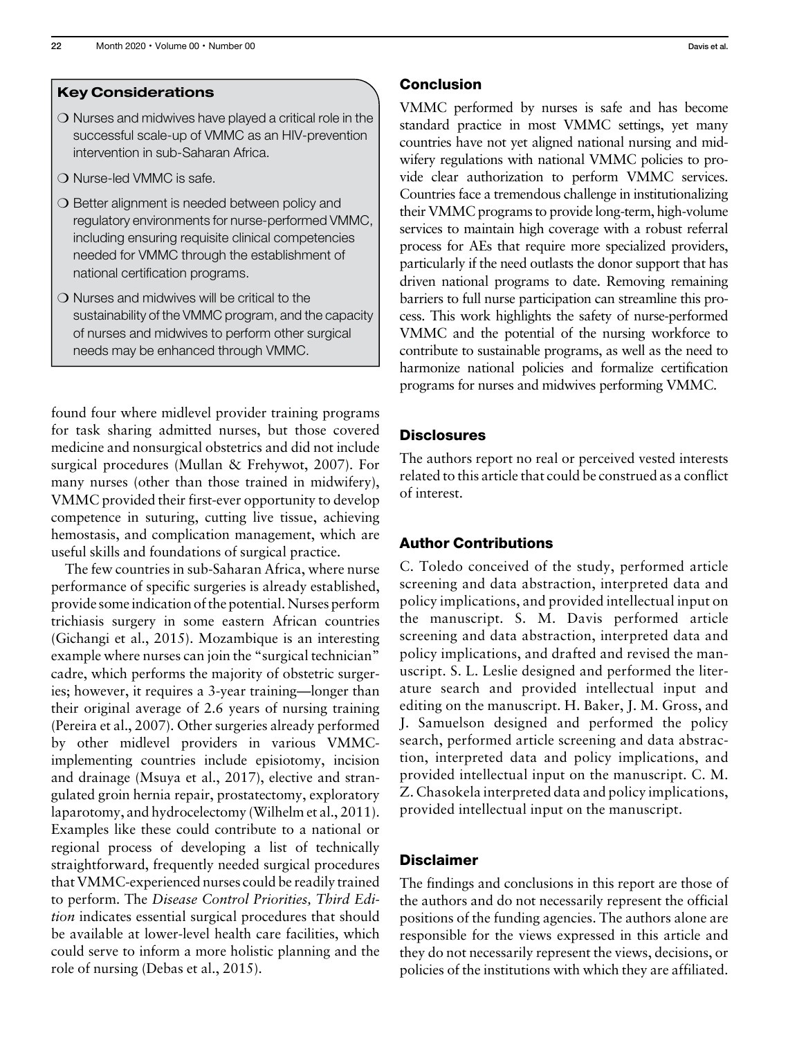## Key Considerations

- Nurses and midwives have played a critical role in the successful scale-up of VMMC as an HIV-prevention intervention in sub-Saharan Africa.
- Nurse-led VMMC is safe.
- Better alignment is needed between policy and regulatory environments for nurse-performed VMMC, including ensuring requisite clinical competencies needed for VMMC through the establishment of national certification programs.
- Nurses and midwives will be critical to the sustainability of the VMMC program, and the capacity of nurses and midwives to perform other surgical needs may be enhanced through VMMC.

found four where midlevel provider training programs for task sharing admitted nurses, but those covered medicine and nonsurgical obstetrics and did not include surgical procedures (Mullan & Frehywot, 2007). For many nurses (other than those trained in midwifery), VMMC provided their first-ever opportunity to develop competence in suturing, cutting live tissue, achieving hemostasis, and complication management, which are useful skills and foundations of surgical practice.

The few countries in sub-Saharan Africa, where nurse performance of specific surgeries is already established, provide some indication of the potential. Nurses perform trichiasis surgery in some eastern African countries (Gichangi et al., 2015). Mozambique is an interesting example where nurses can join the "surgical technician" cadre, which performs the majority of obstetric surgeries; however, it requires a 3-year training—longer than their original average of 2.6 years of nursing training (Pereira et al., 2007). Other surgeries already performed by other midlevel providers in various VMMC-implementing countries include episiotomy, incision and drainage (Msuya et al., 2017), elective and strangulated groin hernia repair, prostatectomy, exploratory laparotomy, and hydrocelectomy (Wilhelm et al., 2011). Examples like these could contribute to a national or regional process of developing a list of technically straightforward, frequently needed surgical procedures that VMMC-experienced nurses could be readily trained to perform. The *Disease Control Priorities, Third Edition* indicates essential surgical procedures that should be available at lower-level health care facilities, which could serve to inform a more holistic planning and the role of nursing (Debas et al., 2015).

## Conclusion

VMMC performed by nurses is safe and has become standard practice in most VMMC settings, yet many countries have not yet aligned national nursing and midwifery regulations with national VMMC policies to provide clear authorization to perform VMMC services. Countries face a tremendous challenge in institutionalizing their VMMC programs to provide long-term, high-volume services to maintain high coverage with a robust referral process for AEs that require more specialized providers, particularly if the need outlasts the donor support that has driven national programs to date. Removing remaining barriers to full nurse participation can streamline this process. This work highlights the safety of nurse-performed VMMC and the potential of the nursing workforce to contribute to sustainable programs, as well as the need to harmonize national policies and formalize certification programs for nurses and midwives performing VMMC.

## Disclosures

The authors report no real or perceived vested interests related to this article that could be construed as a conflict of interest.

## Author Contributions

C. Toledo conceived of the study, performed article screening and data abstraction, interpreted data and policy implications, and provided intellectual input on the manuscript. S. M. Davis performed article screening and data abstraction, interpreted data and policy implications, and drafted and revised the manuscript. S. L. Leslie designed and performed the literature search and provided intellectual input and editing on the manuscript. H. Baker, J. M. Gross, and J. Samuelson designed and performed the policy search, performed article screening and data abstraction, interpreted data and policy implications, and provided intellectual input on the manuscript. C. M. Z. Chasokela interpreted data and policy implications, provided intellectual input on the manuscript.

## Disclaimer

The findings and conclusions in this report are those of the authors and do not necessarily represent the official positions of the funding agencies. The authors alone are responsible for the views expressed in this article and they do not necessarily represent the views, decisions, or policies of the institutions with which they are affiliated.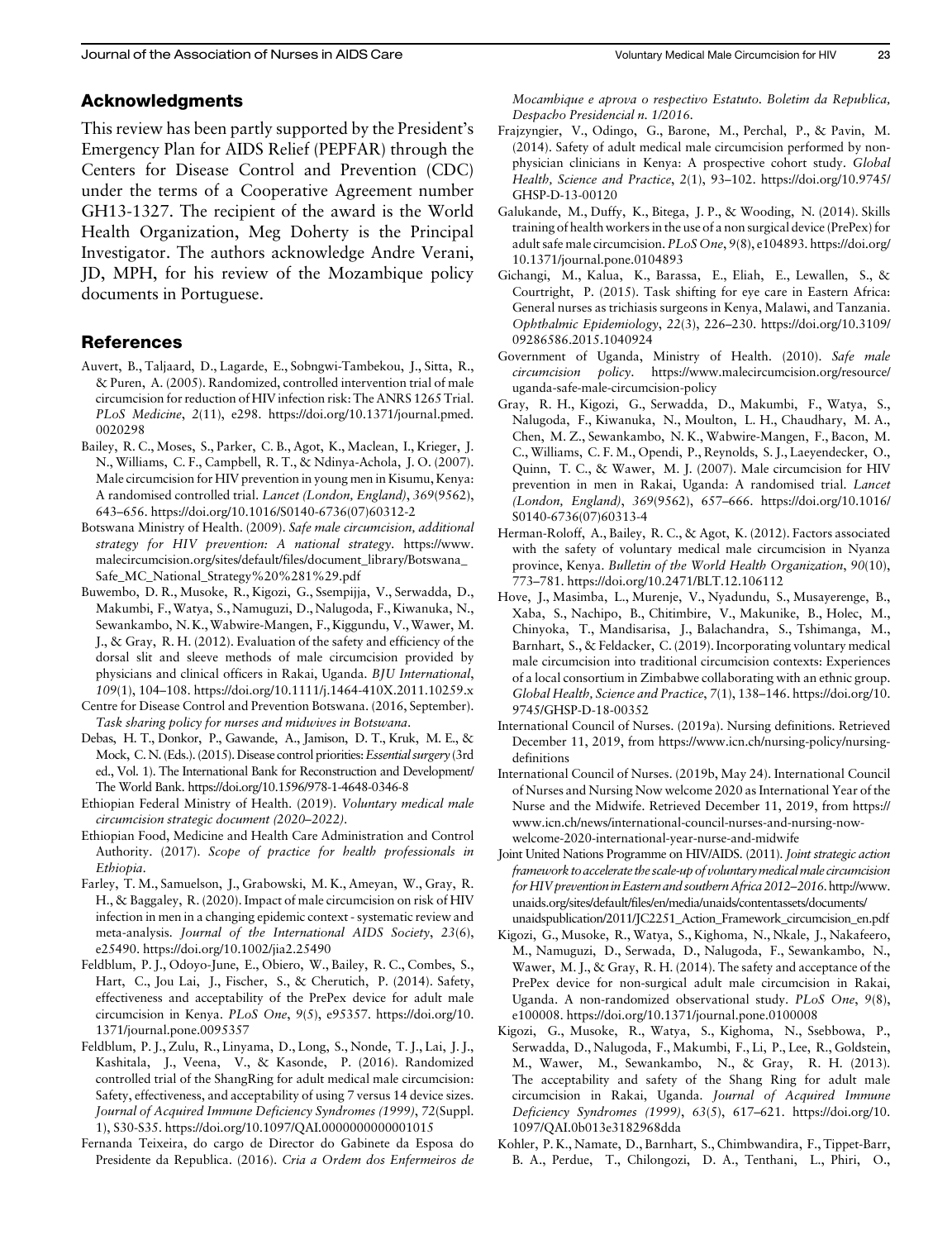## Acknowledgments

This review has been partly supported by the President's Emergency Plan for AIDS Relief (PEPFAR) through the Centers for Disease Control and Prevention (CDC) under the terms of a Cooperative Agreement number GH13-1327. The recipient of the award is the World Health Organization, Meg Doherty is the Principal Investigator. The authors acknowledge Andre Verani, JD, MPH, for his review of the Mozambique policy documents in Portuguese.

## References

Auvert, B., Taljaard, D., Lagarde, E., Sobngwi-Tambekou, J., Sitta, R., & Puren, A. (2005). Randomized, controlled intervention trial of male circumcision for reduction of HIV infection risk: The ANRS 1265 Trial. *PLoS Medicine*, *2*(11), e298. https://doi.org/10.1371/journal.pmed.0020298

Bailey, R. C., Moses, S., Parker, C. B., Agot, K., Maclean, I., Krieger, J. N., Williams, C. F., Campbell, R. T., & Ndinya-Achola, J. O. (2007). Male circumcision for HIV prevention in young men in Kisumu, Kenya: A randomised controlled trial. *Lancet (London, England)*, *369*(9562), 643–656. https://doi.org/10.1016/S0140-6736(07)60312-2

Botswana Ministry of Health. (2009). *Safe male circumcision, additional strategy for HIV prevention: A national strategy.* https://www.malecircumcision.org/sites/default/files/document_library/Botswana_Safe_MC_National_Strategy%20%281%29.pdf

Buwembo, D. R., Musoke, R., Kigozi, G., Ssempijja, V., Serwadda, D., Makumbi, F., Watya, S., Namuguzi, D., Nalugoda, F., Kiwanuka, N., Sewankambo, N. K., Wabwire-Mangen, F., Kiggundu, V., Wawer, M. J., & Gray, R. H. (2012). Evaluation of the safety and efficiency of the dorsal slit and sleeve methods of male circumcision provided by physicians and clinical officers in Rakai, Uganda. *BJU International*, *109*(1), 104–108. https://doi.org/10.1111/j.1464-410X.2011.10259.x

Centre for Disease Control and Prevention Botswana. (2016, September). *Task sharing policy for nurses and midwives in Botswana*.

Debas, H. T., Donkor, P., Gawande, A., Jamison, D. T., Kruk, M. E., & Mock, C. N. (Eds.). (2015). Disease control priorities: *Essential surgery* (3rd ed., Vol. 1). The International Bank for Reconstruction and Development/The World Bank. https://doi.org/10.1596/978-1-4648-0346-8

Ethiopian Federal Ministry of Health. (2019). *Voluntary medical male circumcision strategic document (2020–2022)*.

Ethiopian Food, Medicine and Health Care Administration and Control Authority. (2017). *Scope of practice for health professionals in Ethiopia*.

Farley, T. M., Samuelson, J., Grabowski, M. K., Ameyan, W., Gray, R. H., & Baggaley, R. (2020). Impact of male circumcision on risk of HIV infection in men in a changing epidemic context - systematic review and meta-analysis. *Journal of the International AIDS Society*, *23*(6), e25490. https://doi.org/10.1002/jia2.25490

Feldblum, P. J., Odoyo-June, E., Obiero, W., Bailey, R. C., Combes, S., Hart, C., Jou Lai, J., Fischer, S., & Cherutich, P. (2014). Safety, effectiveness and acceptability of the PrePex device for adult male circumcision in Kenya. *PLoS One*, *9*(5), e95357. https://doi.org/10.1371/journal.pone.0095357

Feldblum, P. J., Zulu, R., Linyama, D., Long, S., Nonde, T. J., Lai, J. J., Kashitala, J., Veena, V., & Kasonde, P. (2016). Randomized controlled trial of the ShangRing for adult medical male circumcision: Safety, effectiveness, and acceptability of using 7 versus 14 device sizes. *Journal of Acquired Immune Deficiency Syndromes (1999)*, *72*(Suppl. 1), S30-S35. https://doi.org/10.1097/QAI.0000000000001015

Fernanda Teixeira, do cargo de Director do Gabinete da Esposa do Presidente da Republica. (2016). *Cria a Ordem dos Enfermeiros de Mocambique e aprova o respectivo Estatuto. Boletim da Republica, Despacho Presidencial n. 1/2016.*

Frajzyngier, V., Odingo, G., Barone, M., Perchal, P., & Pavin, M. (2014). Safety of adult medical male circumcision performed by non-physician clinicians in Kenya: A prospective cohort study. *Global Health, Science and Practice*, *2*(1), 93–102. https://doi.org/10.9745/GHSP-D-13-00120

Galukande, M., Duffy, K., Bitega, J. P., & Wooding, N. (2014). Skills training of health workers in the use of a non surgical device (PrePex) for adult safe male circumcision. *PLoS One*, *9*(8), e104893. https://doi.org/10.1371/journal.pone.0104893

Gichangi, M., Kalua, K., Barassa, E., Eliah, E., Lewallen, S., & Courtright, P. (2015). Task shifting for eye care in Eastern Africa: General nurses as trichiasis surgeons in Kenya, Malawi, and Tanzania. *Ophthalmic Epidemiology*, *22*(3), 226–230. https://doi.org/10.3109/09286586.2015.1040924

Government of Uganda, Ministry of Health. (2010). *Safe male circumcision policy*. https://www.malecircumcision.org/resource/uganda-safe-male-circumcision-policy

Gray, R. H., Kigozi, G., Serwadda, D., Makumbi, F., Watya, S., Nalugoda, F., Kiwanuka, N., Moulton, L. H., Chaudhary, M. A., Chen, M. Z., Sewankambo, N. K., Wabwire-Mangen, F., Bacon, M. C., Williams, C. F. M., Opendi, P., Reynolds, S. J., Laeyendecker, O., Quinn, T. C., & Wawer, M. J. (2007). Male circumcision for HIV prevention in men in Rakai, Uganda: A randomised trial. *Lancet (London, England)*, *369*(9562), 657–666. https://doi.org/10.1016/S0140-6736(07)60313-4

Herman-Roloff, A., Bailey, R. C., & Agot, K. (2012). Factors associated with the safety of voluntary medical male circumcision in Nyanza province, Kenya. *Bulletin of the World Health Organization*, *90*(10), 773–781. https://doi.org/10.2471/BLT.12.106112

Hove, J., Masimba, L., Murenje, V., Nyadundu, S., Musayerenge, B., Xaba, S., Nachipo, B., Chitimbire, V., Makunike, B., Holec, M., Chinyoka, T., Mandisarisa, J., Balachandra, S., Tshimanga, M., Barnhart, S., & Feldacker, C. (2019). Incorporating voluntary medical male circumcision into traditional circumcision contexts: Experiences of a local consortium in Zimbabwe collaborating with an ethnic group. *Global Health, Science and Practice*, *7*(1), 138–146. https://doi.org/10.9745/GHSP-D-18-00352

International Council of Nurses. (2019a). Nursing definitions. Retrieved December 11, 2019, from https://www.icn.ch/nursing-policy/nursing-definitions

International Council of Nurses. (2019b, May 24). International Council of Nurses and Nursing Now welcome 2020 as International Year of the Nurse and the Midwife. Retrieved December 11, 2019, from https://www.icn.ch/news/international-council-nurses-and-nursing-now-welcome-2020-international-year-nurse-and-midwife

Joint United Nations Programme on HIV/AIDS. (2011). *Joint strategic action framework to accelerate the scale-up of voluntary medical male circumcision for HIV prevention in Eastern and southern Africa 2012–2016*. http://www.unaids.org/sites/default/files/en/media/unaids/contentassets/documents/unaidspublication/2011/JC2251_Action_Framework_circumcision_en.pdf

Kigozi, G., Musoke, R., Watya, S., Kighoma, N., Nkale, J., Nakafeero, M., Namuguzi, D., Serwada, D., Nalugoda, F., Sewankambo, N., Wawer, M. J., & Gray, R. H. (2014). The safety and acceptance of the PrePex device for non-surgical adult male circumcision in Rakai, Uganda. A non-randomized observational study. *PLoS One*, *9*(8), e100008. https://doi.org/10.1371/journal.pone.0100008

Kigozi, G., Musoke, R., Watya, S., Kighoma, N., Ssebbowa, P., Serwadda, D., Nalugoda, F., Makumbi, F., Li, P., Lee, R., Goldstein, M., Wawer, M., Sewankambo, N., & Gray, R. H. (2013). The acceptability and safety of the Shang Ring for adult male circumcision in Rakai, Uganda. *Journal of Acquired Immune Deficiency Syndromes (1999)*, *63*(5), 617–621. https://doi.org/10.1097/QAI.0b013e3182968dda

Kohler, P. K., Namate, D., Barnhart, S., Chimbwandira, F., Tippet-Barr, B. A., Perdue, T., Chilongozi, D. A., Tenthani, L., Phiri, O.,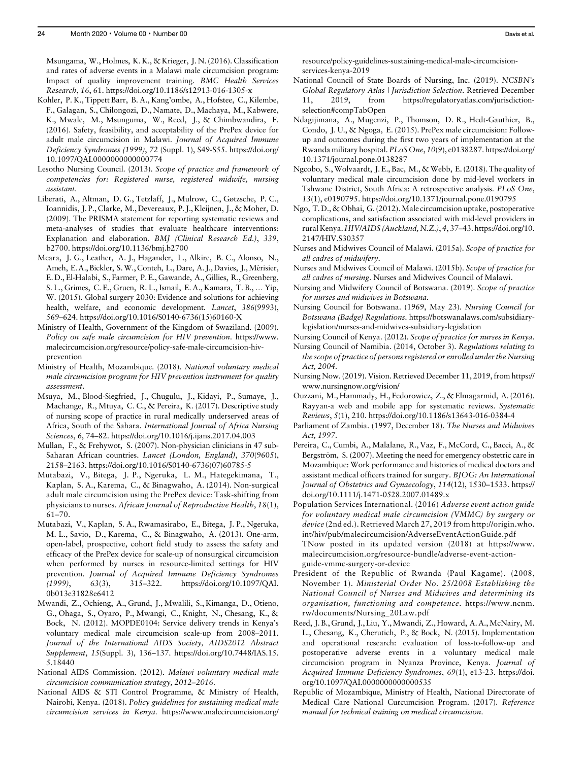Msungama, W., Holmes, K. K., & Krieger, J. N. (2016). Classification and rates of adverse events in a Malawi male circumcision program: Impact of quality improvement training. *BMC Health Services Research*, *16*, 61. https://doi.org/10.1186/s12913-016-1305-x

Kohler, P. K., Tippett Barr, B. A., Kang'ombe, A., Hofstee, C., Kilembe, F., Galagan, S., Chilongozi, D., Namate, D., Machaya, M., Kabwere, K., Mwale, M., Msunguma, W., Reed, J., & Chimbwandira, F. (2016). Safety, feasibility, and acceptability of the PrePex device for adult male circumcision in Malawi. *Journal of Acquired Immune Deficiency Syndromes (1999)*, *72* (Suppl. 1), S49-S55. https://doi.org/10.1097/QAI.0000000000000774

Lesotho Nursing Council. (2013). *Scope of practice and framework of competencies for: Registered nurse, registered midwife, nursing assistant*.

Liberati, A., Altman, D. G., Tetzlaff, J., Mulrow, C., Gøtzsche, P. C., Ioannidis, J. P., Clarke, M., Devereaux, P. J., Kleijnen, J., & Moher, D. (2009). The PRISMA statement for reporting systematic reviews and meta-analyses of studies that evaluate healthcare interventions: Explanation and elaboration. *BMJ (Clinical Research Ed.)*, *339*, b2700. https://doi.org/10.1136/bmj.b2700

Meara, J. G., Leather, A. J., Hagander, L., Alkire, B. C., Alonso, N., Ameh, E. A., Bickler, S. W., Conteh, L., Dare, A. J., Davies, J., Mérisier, E. D., El-Halabi, S., Farmer, P. E., Gawande, A., Gillies, R., Greenberg, S. L., Grimes, C. E., Gruen, R. L., Ismail, E. A., Kamara, T. B., … Yip, W. (2015). Global surgery 2030: Evidence and solutions for achieving health, welfare, and economic development. *Lancet*, *386*(9993), 569–624. https://doi.org/10.1016/S0140-6736(15)60160-X

Ministry of Health, Government of the Kingdom of Swaziland. (2009). *Policy on safe male circumcision for HIV prevention*. https://www.malecircumcision.org/resource/policy-safe-male-circumcision-hiv-prevention

Ministry of Health, Mozambique. (2018). *National voluntary medical male circumcision program for HIV prevention instrument for quality assessment*.

Msuya, M., Blood-Siegfried, J., Chugulu, J., Kidayi, P., Sumaye, J., Machange, R., Mtuya, C. C., & Pereira, K. (2017). Descriptive study of nursing scope of practice in rural medically underserved areas of Africa, South of the Sahara. *International Journal of Africa Nursing Sciences*, *6*, 74–82. https://doi.org/10.1016/j.ijans.2017.04.003

Mullan, F., & Frehywot, S. (2007). Non-physician clinicians in 47 sub-Saharan African countries. *Lancet (London, England)*, *370*(9605), 2158–2163. https://doi.org/10.1016/S0140-6736(07)60785-5

Mutabazi, V., Bitega, J. P., Ngeruka, L. M., Hategekimana, T., Kaplan, S. A., Karema, C., & Binagwaho, A. (2014). Non-surgical adult male circumcision using the PrePex device: Task-shifting from physicians to nurses. *African Journal of Reproductive Health*, *18*(1), 61–70.

Mutabazi, V., Kaplan, S. A., Rwamasirabo, E., Bitega, J. P., Ngeruka, M. L., Savio, D., Karema, C., & Binagwaho, A. (2013). One-arm, open-label, prospective, cohort field study to assess the safety and efficacy of the PrePex device for scale-up of nonsurgical circumcision when performed by nurses in resource-limited settings for HIV prevention. *Journal of Acquired Immune Deficiency Syndromes (1999)*, *63*(3), 315–322. https://doi.org/10.1097/QAI.0b013e31828e6412

Mwandi, Z., Ochieng, A., Grund, J., Mwalili, S., Kimanga, D., Otieno, G., Ohaga, S., Oyaro, P., Mwangi, C., Knight, N., Chesang, K., & Bock, N. (2012). MOPDE0104: Service delivery trends in Kenya's voluntary medical male circumcision scale-up from 2008–2011. *Journal of the International AIDS Society, AIDS2012 Abstract Supplement*, *15*(Suppl. 3), 136–137. https://doi.org/10.7448/IAS.15.5.18440

National AIDS Commission. (2012). *Malawi voluntary medical male circumcision communication strategy, 2012–2016*.

National AIDS & STI Control Programme, & Ministry of Health, Nairobi, Kenya. (2018). *Policy guidelines for sustaining medical male circumcision services in Kenya*. https://www.malecircumcision.org/resource/policy-guidelines-sustaining-medical-male-circumcision-services-kenya-2019

National Council of State Boards of Nursing, Inc. (2019). *NCSBN's Global Regulatory Atlas | Jurisdiction Selection*. Retrieved December 11, 2019, from https://regulatoryatlas.com/jurisdiction-selection#compTabOpen

Ndagijimana, A., Mugenzi, P., Thomson, D. R., Hedt-Gauthier, B., Condo, J. U., & Ngoga, E. (2015). PrePex male circumcision: Follow-up and outcomes during the first two years of implementation at the Rwanda military hospital. *PLoS One*, *10*(9), e0138287. https://doi.org/10.1371/journal.pone.0138287

Ngcobo, S., Wolvaardt, J. E., Bac, M., & Webb, E. (2018). The quality of voluntary medical male circumcision done by mid-level workers in Tshwane District, South Africa: A retrospective analysis. *PLoS One*, *13*(1), e0190795. https://doi.org/10.1371/journal.pone.0190795

Ngo, T. D., & Obhai, G. (2012). Male circumcision uptake, postoperative complications, and satisfaction associated with mid-level providers in rural Kenya. *HIV/AIDS (Auckland, N.Z.)*, *4*, 37–43. https://doi.org/10.2147/HIV.S30357

Nurses and Midwives Council of Malawi. (2015a). *Scope of practice for all cadres of midwifery*.

Nurses and Midwives Council of Malawi. (2015b). *Scope of practice for all cadres of nursing*. Nurses and Midwives Council of Malawi.

Nursing and Midwifery Council of Botswana. (2019). *Scope of practice for nurses and midwives in Botswana*.

Nursing Council for Botswana. (1969, May 23). *Nursing Council for Botswana (Badge) Regulations*. https://botswanalaws.com/subsidiary-legislation/nurses-and-midwives-subsidiary-legislation

Nursing Council of Kenya. (2012). *Scope of practice for nurses in Kenya*.

Nursing Council of Namibia. (2014, October 3). *Regulations relating to the scope of practice of persons registered or enrolled under the Nursing Act, 2004*.

Nursing Now. (2019). Vision. Retrieved December 11, 2019, from https://www.nursingnow.org/vision/

Ouzzani, M., Hammady, H., Fedorowicz, Z., & Elmagarmid, A. (2016). Rayyan-a web and mobile app for systematic reviews. *Systematic Reviews*, *5*(1), 210. https://doi.org/10.1186/s13643-016-0384-4

Parliament of Zambia. (1997, December 18). *The Nurses and Midwives Act, 1997*.

Pereira, C., Cumbi, A., Malalane, R., Vaz, F., McCord, C., Bacci, A., & Bergström, S. (2007). Meeting the need for emergency obstetric care in Mozambique: Work performance and histories of medical doctors and assistant medical officers trained for surgery. *BJOG: An International Journal of Obstetrics and Gynaecology*, *114*(12), 1530–1533. https://doi.org/10.1111/j.1471-0528.2007.01489.x

Population Services International. (2016) *Adverse event action guide for voluntary medical male circumcision (VMMC) by surgery or device* (2nd ed.). Retrieved March 27, 2019 from http://origin.who.int/hiv/pub/malecircumcision/AdverseEventActionGuide.pdf TNow posted in its updated version (2018) at https://www.malecircumcision.org/resource-bundle/adverse-event-action-guide-vmmc-surgery-or-device

President of the Republic of Rwanda (Paul Kagame). (2008, November 1). *Ministerial Order No. 25/2008 Establishing the National Council of Nurses and Midwives and determining its organisation, functioning and competence*. https://www.ncnm.rw/documents/Nursing_20Law.pdf

Reed, J. B., Grund, J., Liu, Y., Mwandi, Z., Howard, A. A., McNairy, M. L., Chesang, K., Cherutich, P., & Bock, N. (2015). Implementation and operational research: evaluation of loss-to-follow-up and postoperative adverse events in a voluntary medical male circumcision program in Nyanza Province, Kenya. *Journal of Acquired Immune Deficiency Syndromes*, *69*(1), e13-23. https://doi.org/10.1097/QAI.0000000000000535

Republic of Mozambique, Ministry of Health, National Directorate of Medical Care National Curcumcision Program. (2017). *Reference manual for technical training on medical circumcision*.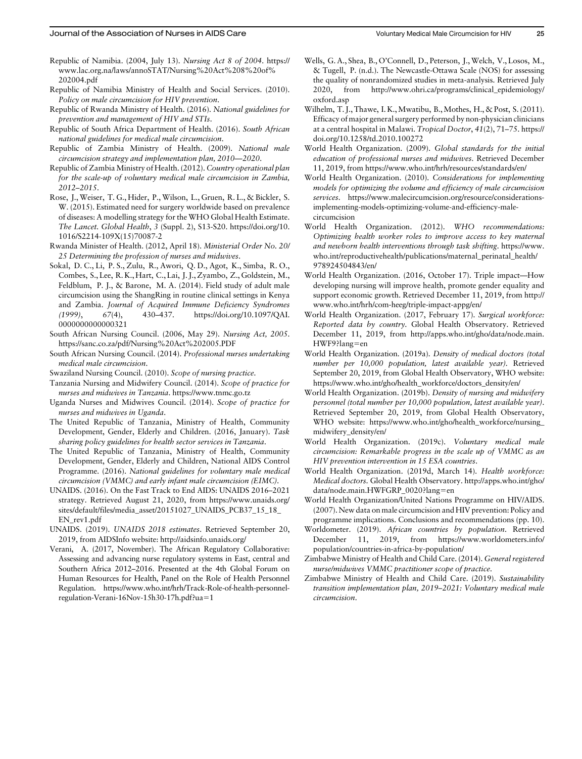Republic of Namibia. (2004, July 13). *Nursing Act 8 of 2004*. https://www.lac.org.na/laws/annoSTAT/Nursing%20Act%208%20of%202004.pdf

Republic of Namibia Ministry of Health and Social Services. (2010). *Policy on male circumcision for HIV prevention*.

Republic of Rwanda Ministry of Health. (2016). *National guidelines for prevention and management of HIV and STIs*.

Republic of South Africa Department of Health. (2016). *South African national guidelines for medical male circumcision*.

Republic of Zambia Ministry of Health. (2009). *National male circumcision strategy and implementation plan, 2010—2020*.

Republic of Zambia Ministry of Health. (2012). *Country operational plan for the scale-up of voluntary medical male circumcision in Zambia, 2012–2015*.

Rose, J., Weiser, T. G., Hider, P., Wilson, L., Gruen, R. L., & Bickler, S. W. (2015). Estimated need for surgery worldwide based on prevalence of diseases: A modelling strategy for the WHO Global Health Estimate. *The Lancet. Global Health*, *3* (Suppl. 2), S13-S20. https://doi.org/10.1016/S2214-109X(15)70087-2

Rwanda Minister of Health. (2012, April 18). *Ministerial Order No. 20/25 Determining the profession of nurses and midwives*.

Sokal, D. C., Li, P. S., Zulu, R., Awori, Q. D., Agot, K., Simba, R. O., Combes, S., Lee, R. K., Hart, C., Lai, J. J., Zyambo, Z., Goldstein, M., Feldblum, P. J., & Barone, M. A. (2014). Field study of adult male circumcision using the ShangRing in routine clinical settings in Kenya and Zambia. *Journal of Acquired Immune Deficiency Syndromes (1999)*, *67*(4), 430–437. https://doi.org/10.1097/QAI.0000000000000321

South African Nursing Council. (2006, May 29). *Nursing Act, 2005*. https://sanc.co.za/pdf/Nursing%20Act%202005.PDF

South African Nursing Council. (2014). *Professional nurses undertaking medical male circumcision*.

Swaziland Nursing Council. (2010). *Scope of nursing practice*.

Tanzania Nursing and Midwifery Council. (2014). *Scope of practice for nurses and midwives in Tanzania*. https://www.tnmc.go.tz

Uganda Nurses and Midwives Council. (2014). *Scope of practice for nurses and midwives in Uganda*.

The United Republic of Tanzania, Ministry of Health, Community Development, Gender, Elderly and Children. (2016, January). *Task sharing policy guidelines for health sector services in Tanzania*.

The United Republic of Tanzania, Ministry of Health, Community Development, Gender, Elderly and Children, National AIDS Control Programme. (2016). *National guidelines for voluntary male medical circumcision (VMMC) and early infant male circumcision (EIMC)*.

UNAIDS. (2016). On the Fast Track to End AIDS: UNAIDS 2016–2021 strategy. Retrieved August 21, 2020, from https://www.unaids.org/sites/default/files/media_asset/20151027_UNAIDS_PCB37_15_18_EN_rev1.pdf

UNAIDS. (2019). *UNAIDS 2018 estimates*. Retrieved September 20, 2019, from AIDSInfo website: http://aidsinfo.unaids.org/

Verani, A. (2017, November). The African Regulatory Collaborative: Assessing and advancing nurse regulatory systems in East, central and Southern Africa 2012–2016. Presented at the 4th Global Forum on Human Resources for Health, Panel on the Role of Health Personnel Regulation. https://www.who.int/hrh/Track-Role-of-health-personnel-regulation-Verani-16Nov-15h30-17h.pdf?ua=1

Wells, G. A., Shea, B., O'Connell, D., Peterson, J., Welch, V., Losos, M., & Tugell, P. (n.d.). The Newcastle-Ottawa Scale (NOS) for assessing the quality of nonrandomized studies in meta-analysis. Retrieved July 2020, from http://www.ohri.ca/programs/clinical_epidemiology/oxford.asp

Wilhelm, T. J., Thawe, I. K., Mwatibu, B., Mothes, H., & Post, S. (2011). Efficacy of major general surgery performed by non-physician clinicians at a central hospital in Malawi. *Tropical Doctor*, *41*(2), 71–75. https://doi.org/10.1258/td.2010.100272

World Health Organization. (2009). *Global standards for the initial education of professional nurses and midwives*. Retrieved December 11, 2019, from https://www.who.int/hrh/resources/standards/en/

World Health Organization. (2010). *Considerations for implementing models for optimizing the volume and efficiency of male circumcision services*. https://www.malecircumcision.org/resource/considerations-implementing-models-optimizing-volume-and-efficiency-male-circumcision

World Health Organization. (2012). *WHO recommendations: Optimizing health worker roles to improve access to key maternal and newborn health interventions through task shifting*. https://www.who.int/reproductivehealth/publications/maternal_perinatal_health/978924504843/en/

World Health Organization. (2016, October 17). Triple impact—How developing nursing will improve health, promote gender equality and support economic growth. Retrieved December 11, 2019, from http://www.who.int/hrh/com-heeg/triple-impact-appg/en/

World Health Organization. (2017, February 17). *Surgical workforce: Reported data by country*. Global Health Observatory. Retrieved December 11, 2019, from http://apps.who.int/gho/data/node.main.HWF9?lang=en

World Health Organization. (2019a). *Density of medical doctors (total number per 10,000 population, latest available year)*. Retrieved September 20, 2019, from Global Health Observatory, WHO website: https://www.who.int/gho/health_workforce/doctors_density/en/

World Health Organization. (2019b). *Density of nursing and midwifery personnel (total number per 10,000 population, latest available year)*. Retrieved September 20, 2019, from Global Health Observatory, WHO website: https://www.who.int/gho/health_workforce/nursing_midwifery_density/en/

World Health Organization. (2019c). *Voluntary medical male circumcision: Remarkable progress in the scale up of VMMC as an HIV prevention intervention in 15 ESA countries*.

World Health Organization. (2019d, March 14). *Health workforce: Medical doctors*. Global Health Observatory. http://apps.who.int/gho/data/node.main.HWFGRP_0020?lang=en

World Health Organization/United Nations Programme on HIV/AIDS. (2007). New data on male circumcision and HIV prevention: Policy and programme implications. Conclusions and recommendations (pp. 10).

Worldometer. (2019). *African countries by population*. Retrieved December 11, 2019, from https://www.worldometers.info/population/countries-in-africa-by-population/

Zimbabwe Ministry of Health and Child Care. (2014). *General registered nurse/midwives VMMC practitioner scope of practice*.

Zimbabwe Ministry of Health and Child Care. (2019). *Sustainability transition implementation plan, 2019–2021: Voluntary medical male circumcision*.